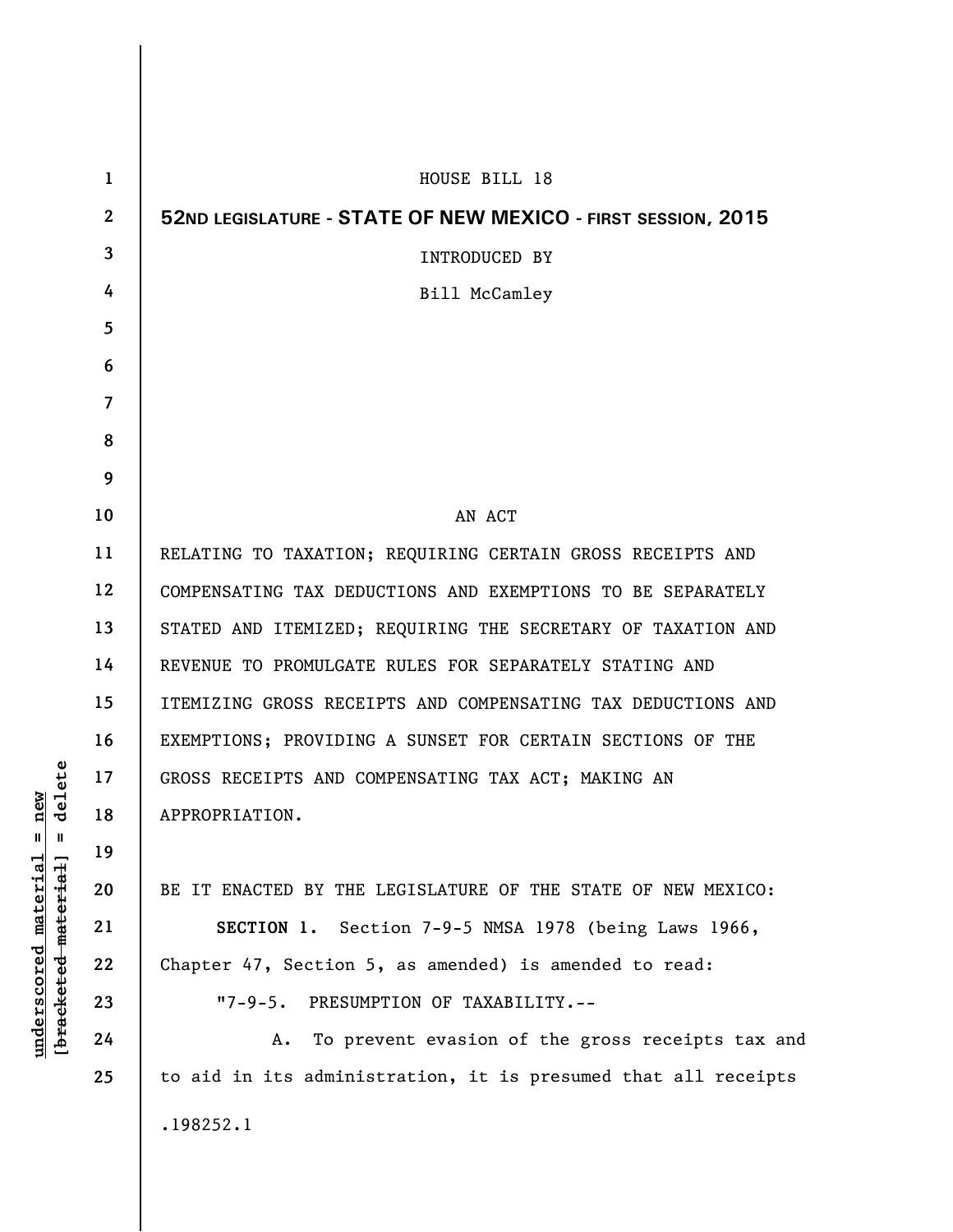HOUSE BILL 18

**52ND LEGISLATURE - STATE OF NEW MEXICO - FIRST SESSION, 2015**

INTRODUCED BY

Bill McCamley

AN ACT

RELATING TO TAXATION; REQUIRING CERTAIN GROSS RECEIPTS AND COMPENSATING TAX DEDUCTIONS AND EXEMPTIONS TO BE SEPARATELY STATED AND ITEMIZED; REQUIRING THE SECRETARY OF TAXATION AND REVENUE TO PROMULGATE RULES FOR SEPARATELY STATING AND ITEMIZING GROSS RECEIPTS AND COMPENSATING TAX DEDUCTIONS AND EXEMPTIONS; PROVIDING A SUNSET FOR CERTAIN SECTIONS OF THE GROSS RECEIPTS AND COMPENSATING TAX ACT; MAKING AN APPROPRIATION.

BE IT ENACTED BY THE LEGISLATURE OF THE STATE OF NEW MEXICO:

**SECTION 1.** Section 7-9-5 NMSA 1978 (being Laws 1966, Chapter 47, Section 5, as amended) is amended to read:

"7-9-5. PRESUMPTION OF TAXABILITY.--

A. To prevent evasion of the gross receipts tax and to aid in its administration, it is presumed that all receipts

.198252.1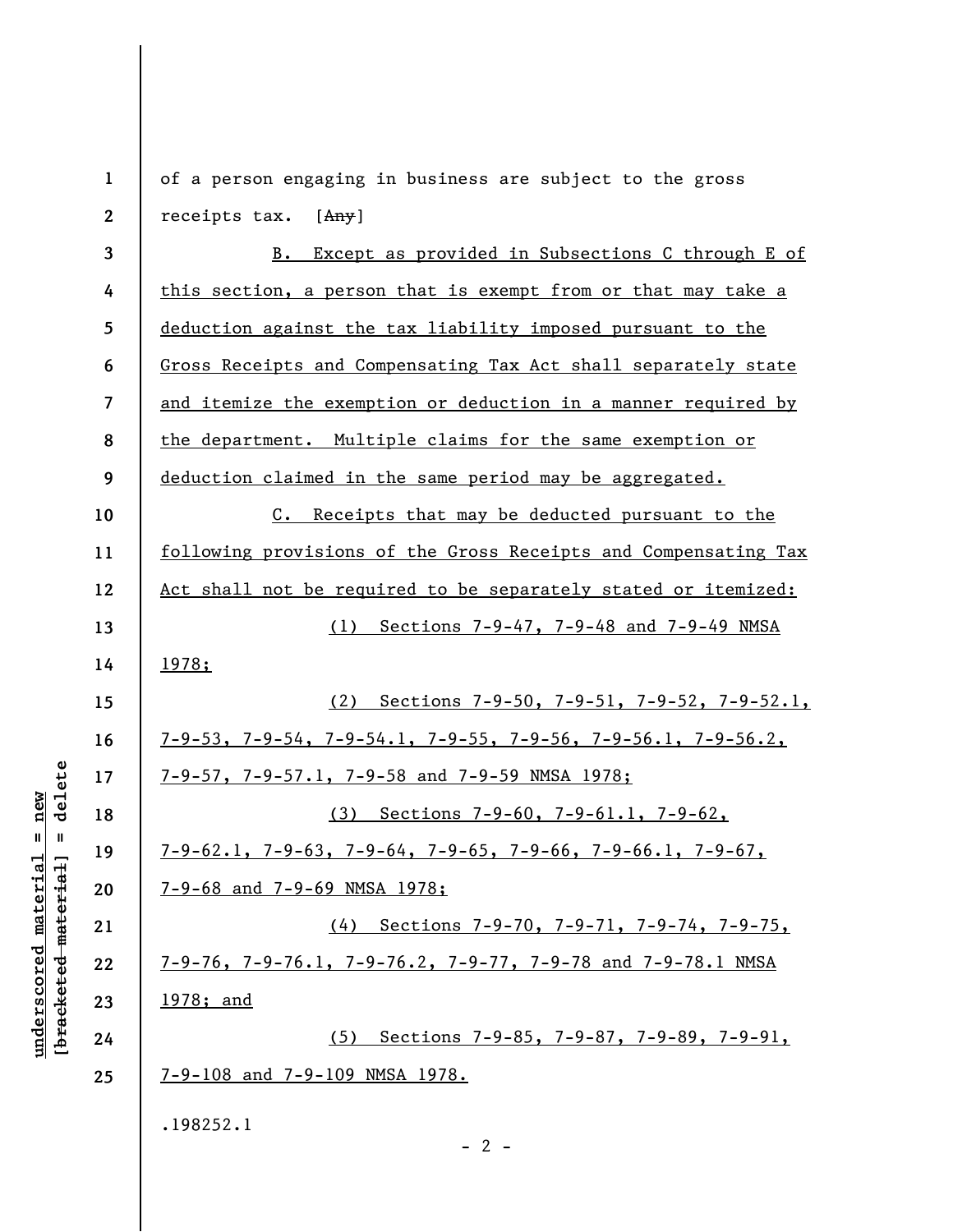of a person engaging in business are subject to the gross receipts tax. [~~Any~~]

B. Except as provided in Subsections C through E of this section, a person that is exempt from or that may take a deduction against the tax liability imposed pursuant to the Gross Receipts and Compensating Tax Act shall separately state and itemize the exemption or deduction in a manner required by the department. Multiple claims for the same exemption or deduction claimed in the same period may be aggregated.

C. Receipts that may be deducted pursuant to the following provisions of the Gross Receipts and Compensating Tax Act shall not be required to be separately stated or itemized:

(1) Sections 7-9-47, 7-9-48 and 7-9-49 NMSA 1978;

(2) Sections 7-9-50, 7-9-51, 7-9-52, 7-9-52.1, 7-9-53, 7-9-54, 7-9-54.1, 7-9-55, 7-9-56, 7-9-56.1, 7-9-56.2, 7-9-57, 7-9-57.1, 7-9-58 and 7-9-59 NMSA 1978;

(3) Sections 7-9-60, 7-9-61.1, 7-9-62, 7-9-62.1, 7-9-63, 7-9-64, 7-9-65, 7-9-66, 7-9-66.1, 7-9-67, 7-9-68 and 7-9-69 NMSA 1978;

(4) Sections 7-9-70, 7-9-71, 7-9-74, 7-9-75, 7-9-76, 7-9-76.1, 7-9-76.2, 7-9-77, 7-9-78 and 7-9-78.1 NMSA 1978; and

(5) Sections 7-9-85, 7-9-87, 7-9-89, 7-9-91, 7-9-108 and 7-9-109 NMSA 1978.

.198252.1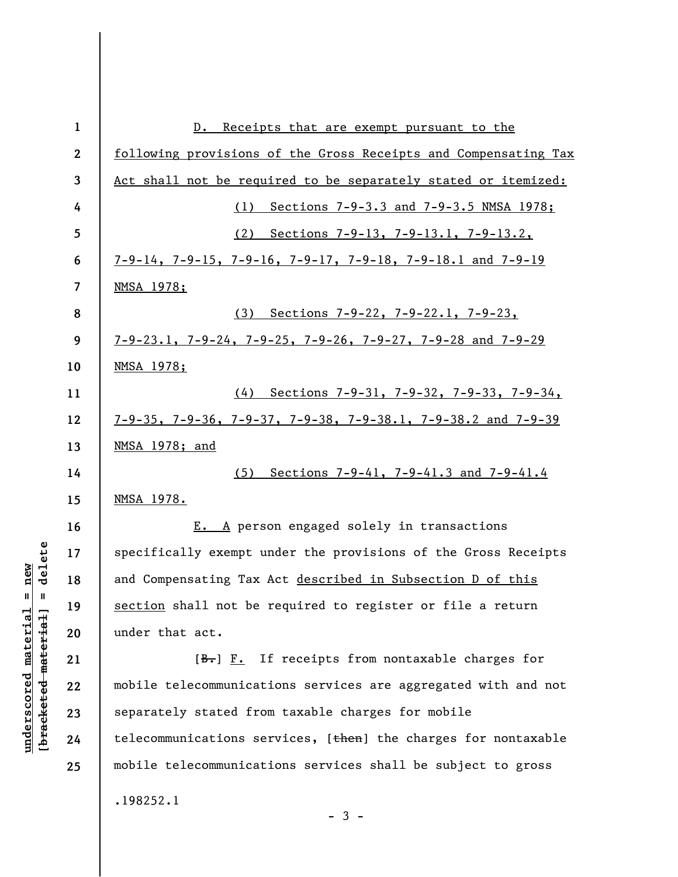D. Receipts that are exempt pursuant to the following provisions of the Gross Receipts and Compensating Tax Act shall not be required to be separately stated or itemized:

(1) Sections 7-9-3.3 and 7-9-3.5 NMSA 1978;

(2) Sections 7-9-13, 7-9-13.1, 7-9-13.2, 7-9-14, 7-9-15, 7-9-16, 7-9-17, 7-9-18, 7-9-18.1 and 7-9-19 NMSA 1978;

(3) Sections 7-9-22, 7-9-22.1, 7-9-23, 7-9-23.1, 7-9-24, 7-9-25, 7-9-26, 7-9-27, 7-9-28 and 7-9-29 NMSA 1978;

(4) Sections 7-9-31, 7-9-32, 7-9-33, 7-9-34, 7-9-35, 7-9-36, 7-9-37, 7-9-38, 7-9-38.1, 7-9-38.2 and 7-9-39 NMSA 1978; and

(5) Sections 7-9-41, 7-9-41.3 and 7-9-41.4 NMSA 1978.

E. A person engaged solely in transactions specifically exempt under the provisions of the Gross Receipts and Compensating Tax Act described in Subsection D of this section shall not be required to register or file a return under that act.

[~~B.~~] F. If receipts from nontaxable charges for mobile telecommunications services are aggregated with and not separately stated from taxable charges for mobile telecommunications services, [~~then~~] the charges for nontaxable mobile telecommunications services shall be subject to gross

.198252.1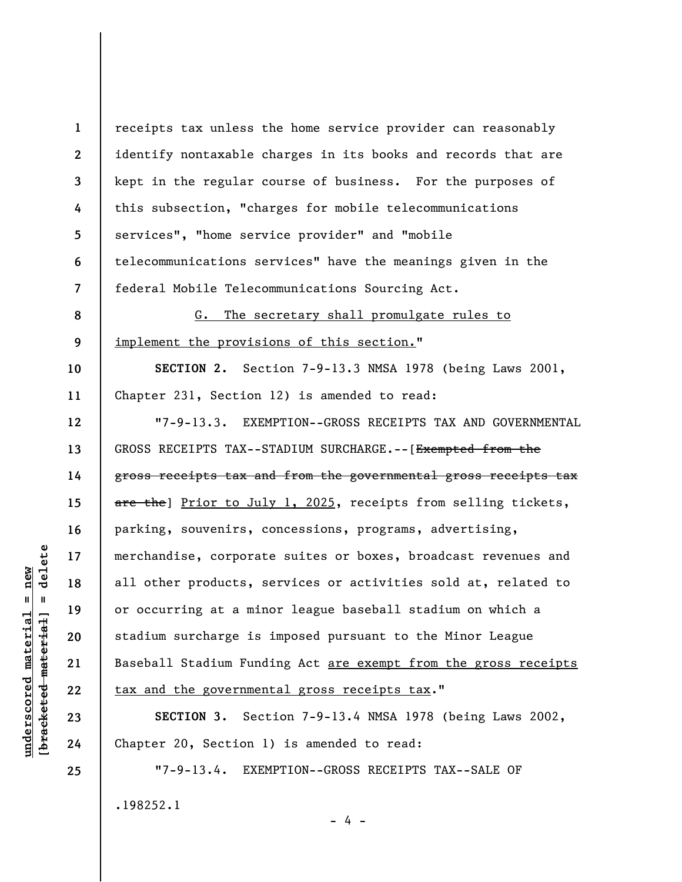receipts tax unless the home service provider can reasonably identify nontaxable charges in its books and records that are kept in the regular course of business. For the purposes of this subsection, "charges for mobile telecommunications services", "home service provider" and "mobile telecommunications services" have the meanings given in the federal Mobile Telecommunications Sourcing Act.

G. The secretary shall promulgate rules to implement the provisions of this section."

**SECTION 2.** Section 7-9-13.3 NMSA 1978 (being Laws 2001, Chapter 231, Section 12) is amended to read:

"7-9-13.3. EXEMPTION--GROSS RECEIPTS TAX AND GOVERNMENTAL GROSS RECEIPTS TAX--STADIUM SURCHARGE.--[~~Exempted from the gross receipts tax and from the governmental gross receipts tax are the~~] Prior to July 1, 2025, receipts from selling tickets, parking, souvenirs, concessions, programs, advertising, merchandise, corporate suites or boxes, broadcast revenues and all other products, services or activities sold at, related to or occurring at a minor league baseball stadium on which a stadium surcharge is imposed pursuant to the Minor League Baseball Stadium Funding Act are exempt from the gross receipts tax and the governmental gross receipts tax."

**SECTION 3.** Section 7-9-13.4 NMSA 1978 (being Laws 2002, Chapter 20, Section 1) is amended to read:

"7-9-13.4. EXEMPTION--GROSS RECEIPTS TAX--SALE OF

.198252.1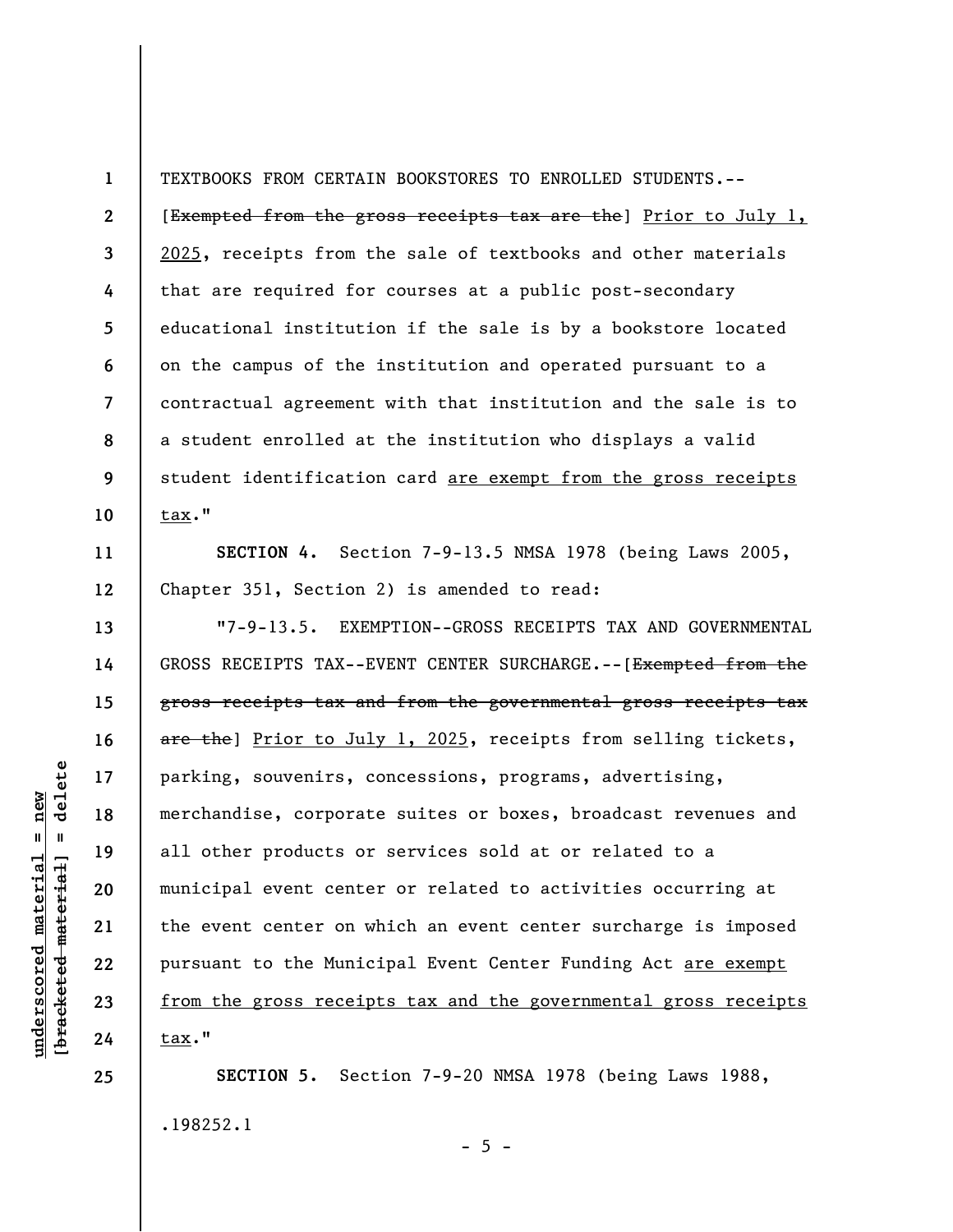TEXTBOOKS FROM CERTAIN BOOKSTORES TO ENROLLED STUDENTS.--

[~~Exempted from the gross receipts tax are the~~] Prior to July 1, 2025, receipts from the sale of textbooks and other materials that are required for courses at a public post-secondary educational institution if the sale is by a bookstore located on the campus of the institution and operated pursuant to a contractual agreement with that institution and the sale is to a student enrolled at the institution who displays a valid student identification card are exempt from the gross receipts tax."

**SECTION 4.** Section 7-9-13.5 NMSA 1978 (being Laws 2005, Chapter 351, Section 2) is amended to read:

"7-9-13.5. EXEMPTION--GROSS RECEIPTS TAX AND GOVERNMENTAL GROSS RECEIPTS TAX--EVENT CENTER SURCHARGE.--[~~Exempted from the gross receipts tax and from the governmental gross receipts tax are the~~] Prior to July 1, 2025, receipts from selling tickets, parking, souvenirs, concessions, programs, advertising, merchandise, corporate suites or boxes, broadcast revenues and all other products or services sold at or related to a municipal event center or related to activities occurring at the event center on which an event center surcharge is imposed pursuant to the Municipal Event Center Funding Act are exempt from the gross receipts tax and the governmental gross receipts tax."

**SECTION 5.** Section 7-9-20 NMSA 1978 (being Laws 1988,

.198252.1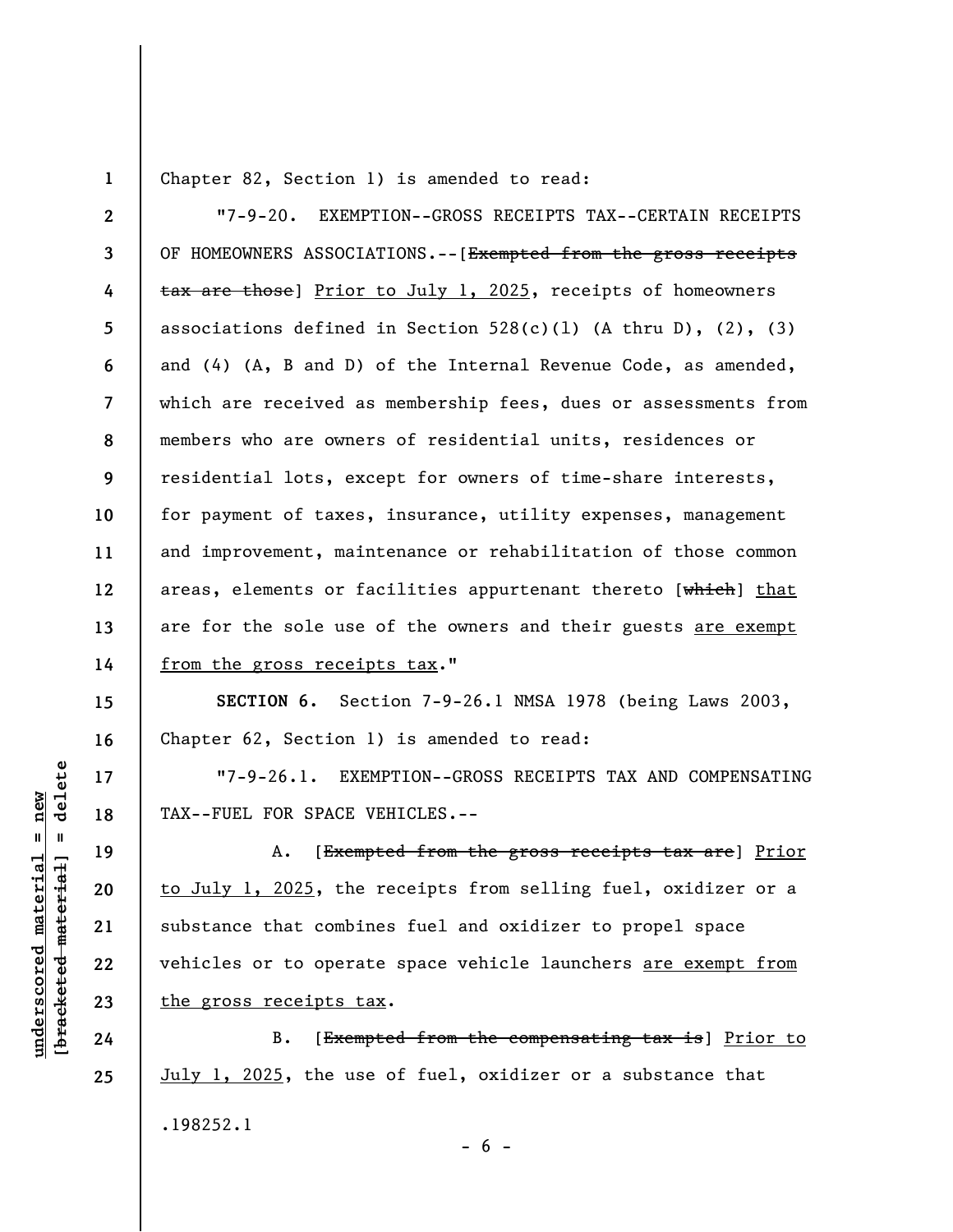Chapter 82, Section 1) is amended to read:

"7-9-20. EXEMPTION--GROSS RECEIPTS TAX--CERTAIN RECEIPTS OF HOMEOWNERS ASSOCIATIONS.--[~~Exempted from the gross receipts tax are those~~] <u>Prior to July 1, 2025</u>, receipts of homeowners associations defined in Section 528(c)(1) (A thru D), (2), (3) and (4) (A, B and D) of the Internal Revenue Code, as amended, which are received as membership fees, dues or assessments from members who are owners of residential units, residences or residential lots, except for owners of time-share interests, for payment of taxes, insurance, utility expenses, management and improvement, maintenance or rehabilitation of those common areas, elements or facilities appurtenant thereto [~~which~~] <u>that</u> are for the sole use of the owners and their guests <u>are exempt from the gross receipts tax</u>."

**SECTION 6.** Section 7-9-26.1 NMSA 1978 (being Laws 2003, Chapter 62, Section 1) is amended to read:

"7-9-26.1. EXEMPTION--GROSS RECEIPTS TAX AND COMPENSATING TAX--FUEL FOR SPACE VEHICLES.--

A. [~~Exempted from the gross receipts tax are~~] <u>Prior to July 1, 2025</u>, the receipts from selling fuel, oxidizer or a substance that combines fuel and oxidizer to propel space vehicles or to operate space vehicle launchers <u>are exempt from the gross receipts tax</u>.

B. [~~Exempted from the compensating tax is~~] <u>Prior to July 1, 2025</u>, the use of fuel, oxidizer or a substance that

.198252.1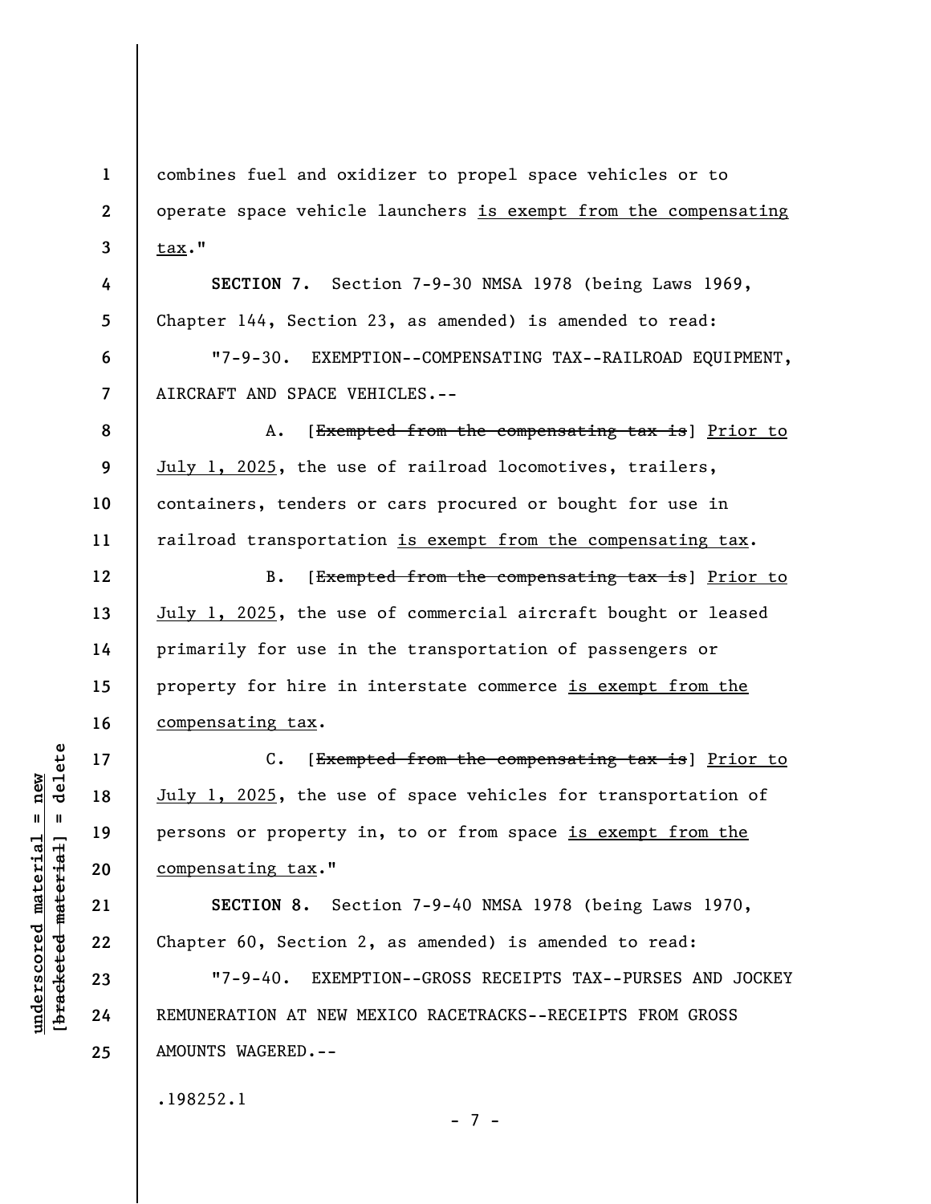combines fuel and oxidizer to propel space vehicles or to operate space vehicle launchers <u>is exempt from the compensating tax</u>."

**SECTION 7.** Section 7-9-30 NMSA 1978 (being Laws 1969, Chapter 144, Section 23, as amended) is amended to read:

"7-9-30. EXEMPTION--COMPENSATING TAX--RAILROAD EQUIPMENT, AIRCRAFT AND SPACE VEHICLES.--

A. [~~Exempted from the compensating tax is~~] <u>Prior to July 1, 2025</u>, the use of railroad locomotives, trailers, containers, tenders or cars procured or bought for use in railroad transportation <u>is exempt from the compensating tax</u>.

B. [~~Exempted from the compensating tax is~~] <u>Prior to July 1, 2025</u>, the use of commercial aircraft bought or leased primarily for use in the transportation of passengers or property for hire in interstate commerce <u>is exempt from the compensating tax</u>.

C. [~~Exempted from the compensating tax is~~] <u>Prior to July 1, 2025</u>, the use of space vehicles for transportation of persons or property in, to or from space <u>is exempt from the compensating tax</u>."

**SECTION 8.** Section 7-9-40 NMSA 1978 (being Laws 1970, Chapter 60, Section 2, as amended) is amended to read:

"7-9-40. EXEMPTION--GROSS RECEIPTS TAX--PURSES AND JOCKEY REMUNERATION AT NEW MEXICO RACETRACKS--RECEIPTS FROM GROSS AMOUNTS WAGERED.--

.198252.1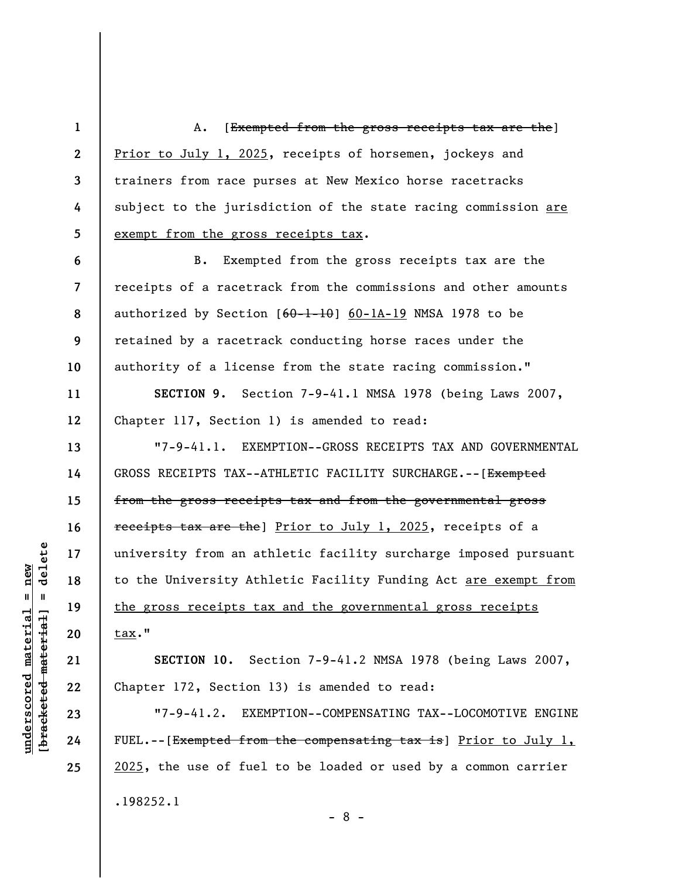A. [~~Exempted from the gross receipts tax are the~~] <u>Prior to July 1, 2025</u>, receipts of horsemen, jockeys and trainers from race purses at New Mexico horse racetracks subject to the jurisdiction of the state racing commission <u>are exempt from the gross receipts tax</u>.

B. Exempted from the gross receipts tax are the receipts of a racetrack from the commissions and other amounts authorized by Section [~~60-1-10~~] <u>60-1A-19</u> NMSA 1978 to be retained by a racetrack conducting horse races under the authority of a license from the state racing commission."

**SECTION 9.** Section 7-9-41.1 NMSA 1978 (being Laws 2007, Chapter 117, Section 1) is amended to read:

"7-9-41.1. EXEMPTION--GROSS RECEIPTS TAX AND GOVERNMENTAL GROSS RECEIPTS TAX--ATHLETIC FACILITY SURCHARGE.--[~~Exempted from the gross receipts tax and from the governmental gross receipts tax are the~~] <u>Prior to July 1, 2025</u>, receipts of a university from an athletic facility surcharge imposed pursuant to the University Athletic Facility Funding Act <u>are exempt from the gross receipts tax and the governmental gross receipts tax</u>."

**SECTION 10.** Section 7-9-41.2 NMSA 1978 (being Laws 2007, Chapter 172, Section 13) is amended to read:

"7-9-41.2. EXEMPTION--COMPENSATING TAX--LOCOMOTIVE ENGINE FUEL.--[~~Exempted from the compensating tax is~~] <u>Prior to July 1, 2025</u>, the use of fuel to be loaded or used by a common carrier

.198252.1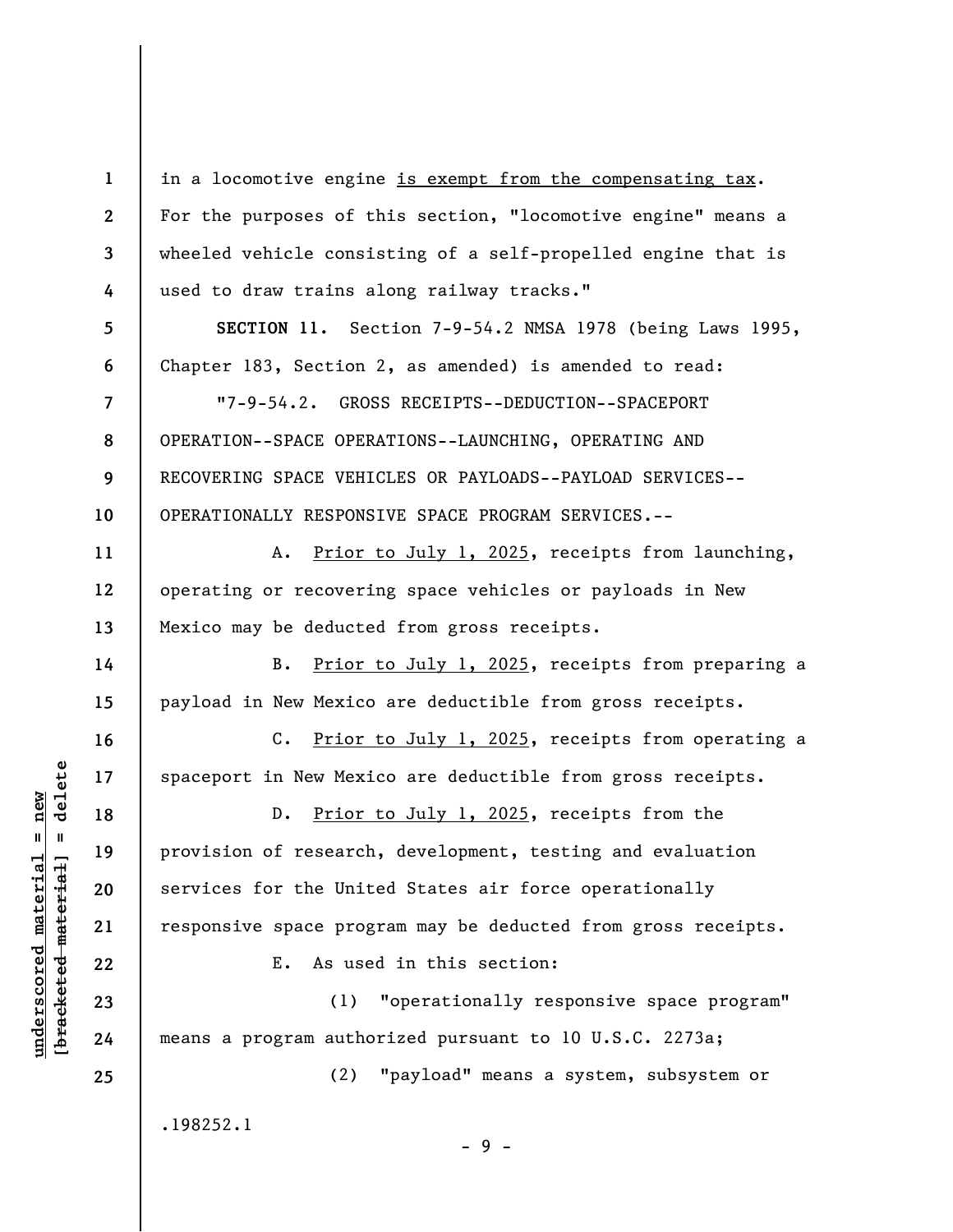in a locomotive engine <u>is exempt from the compensating tax</u>. For the purposes of this section, "locomotive engine" means a wheeled vehicle consisting of a self-propelled engine that is used to draw trains along railway tracks."

**SECTION 11.** Section 7-9-54.2 NMSA 1978 (being Laws 1995, Chapter 183, Section 2, as amended) is amended to read:

"7-9-54.2. GROSS RECEIPTS--DEDUCTION--SPACEPORT OPERATION--SPACE OPERATIONS--LAUNCHING, OPERATING AND RECOVERING SPACE VEHICLES OR PAYLOADS--PAYLOAD SERVICES--OPERATIONALLY RESPONSIVE SPACE PROGRAM SERVICES.--

A. <u>Prior to July 1, 2025</u>, receipts from launching, operating or recovering space vehicles or payloads in New Mexico may be deducted from gross receipts.

B. <u>Prior to July 1, 2025</u>, receipts from preparing a payload in New Mexico are deductible from gross receipts.

C. <u>Prior to July 1, 2025</u>, receipts from operating a spaceport in New Mexico are deductible from gross receipts.

D. <u>Prior to July 1, 2025</u>, receipts from the provision of research, development, testing and evaluation services for the United States air force operationally responsive space program may be deducted from gross receipts.

E. As used in this section:

(1) "operationally responsive space program" means a program authorized pursuant to 10 U.S.C. 2273a;

(2) "payload" means a system, subsystem or

.198252.1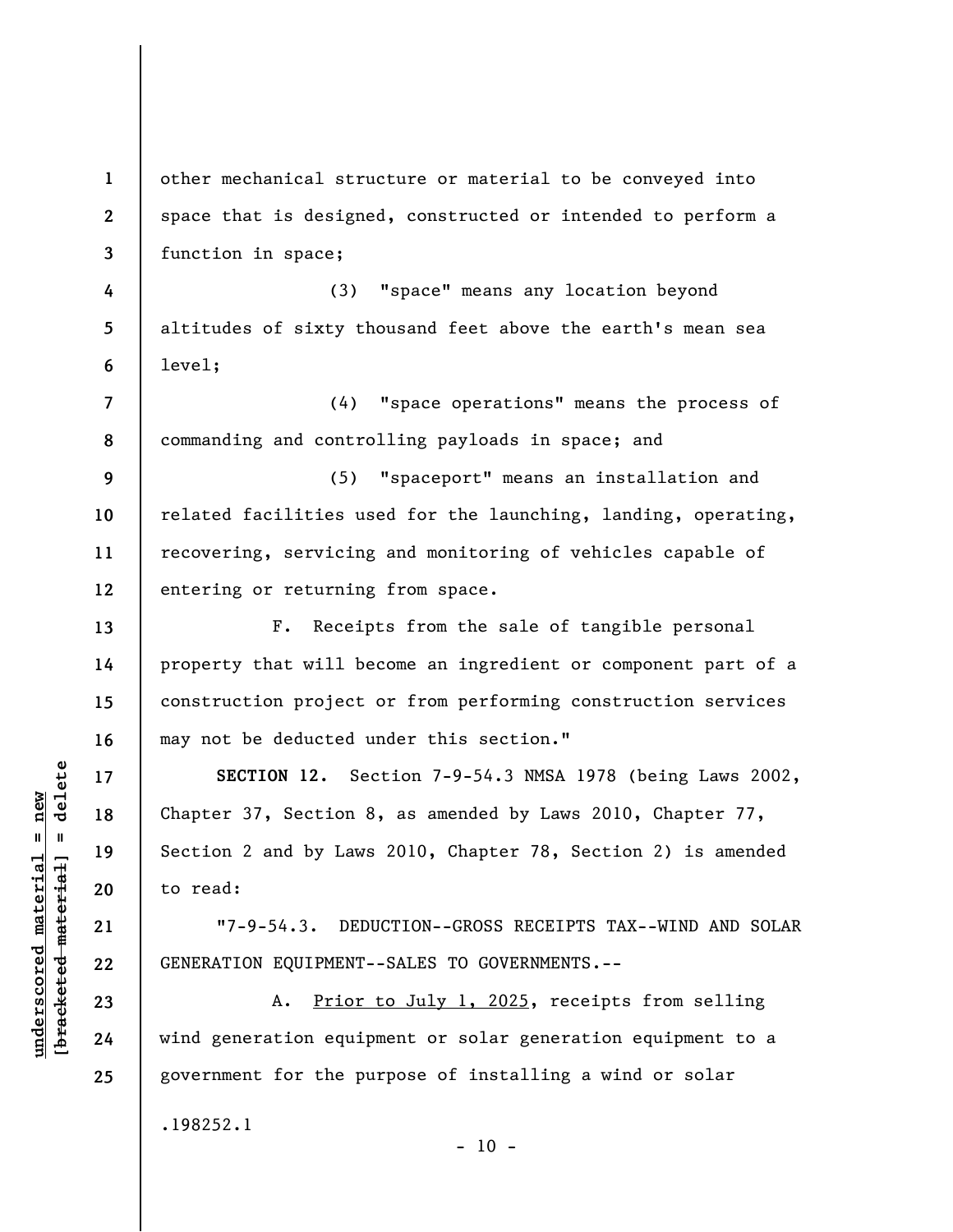other mechanical structure or material to be conveyed into space that is designed, constructed or intended to perform a function in space;

(3) "space" means any location beyond altitudes of sixty thousand feet above the earth's mean sea level;

(4) "space operations" means the process of commanding and controlling payloads in space; and

(5) "spaceport" means an installation and related facilities used for the launching, landing, operating, recovering, servicing and monitoring of vehicles capable of entering or returning from space.

F. Receipts from the sale of tangible personal property that will become an ingredient or component part of a construction project or from performing construction services may not be deducted under this section."

**SECTION 12.** Section 7-9-54.3 NMSA 1978 (being Laws 2002, Chapter 37, Section 8, as amended by Laws 2010, Chapter 77, Section 2 and by Laws 2010, Chapter 78, Section 2) is amended to read:

"7-9-54.3. DEDUCTION--GROSS RECEIPTS TAX--WIND AND SOLAR GENERATION EQUIPMENT--SALES TO GOVERNMENTS.--

A. <u>Prior to July 1, 2025</u>, receipts from selling wind generation equipment or solar generation equipment to a government for the purpose of installing a wind or solar

.198252.1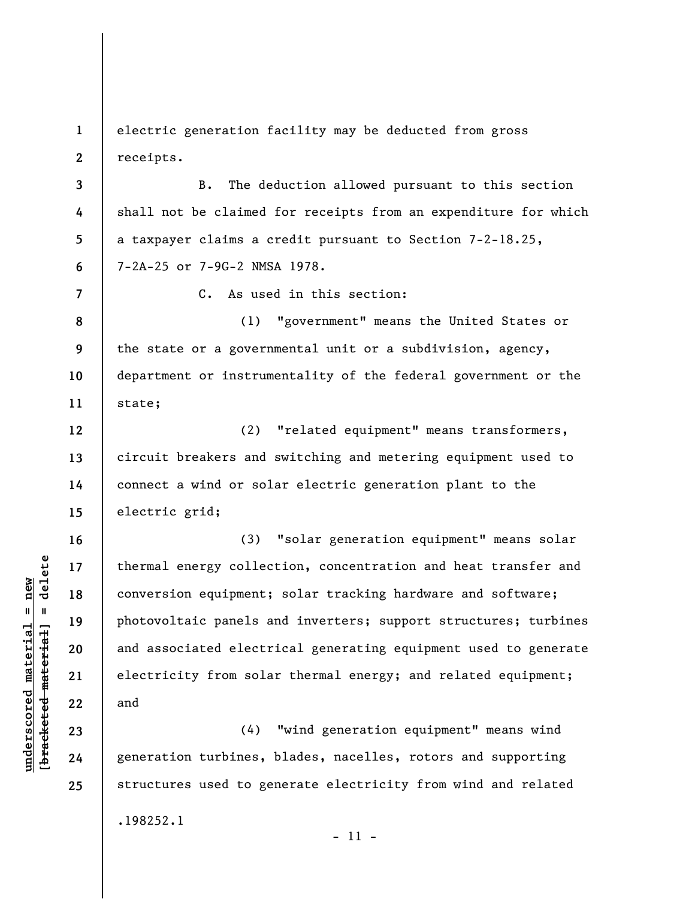electric generation facility may be deducted from gross receipts.

B. The deduction allowed pursuant to this section shall not be claimed for receipts from an expenditure for which a taxpayer claims a credit pursuant to Section 7-2-18.25, 7-2A-25 or 7-9G-2 NMSA 1978.

C. As used in this section:

(1) "government" means the United States or the state or a governmental unit or a subdivision, agency, department or instrumentality of the federal government or the state;

(2) "related equipment" means transformers, circuit breakers and switching and metering equipment used to connect a wind or solar electric generation plant to the electric grid;

(3) "solar generation equipment" means solar thermal energy collection, concentration and heat transfer and conversion equipment; solar tracking hardware and software; photovoltaic panels and inverters; support structures; turbines and associated electrical generating equipment used to generate electricity from solar thermal energy; and related equipment; and

(4) "wind generation equipment" means wind generation turbines, blades, nacelles, rotors and supporting structures used to generate electricity from wind and related

.198252.1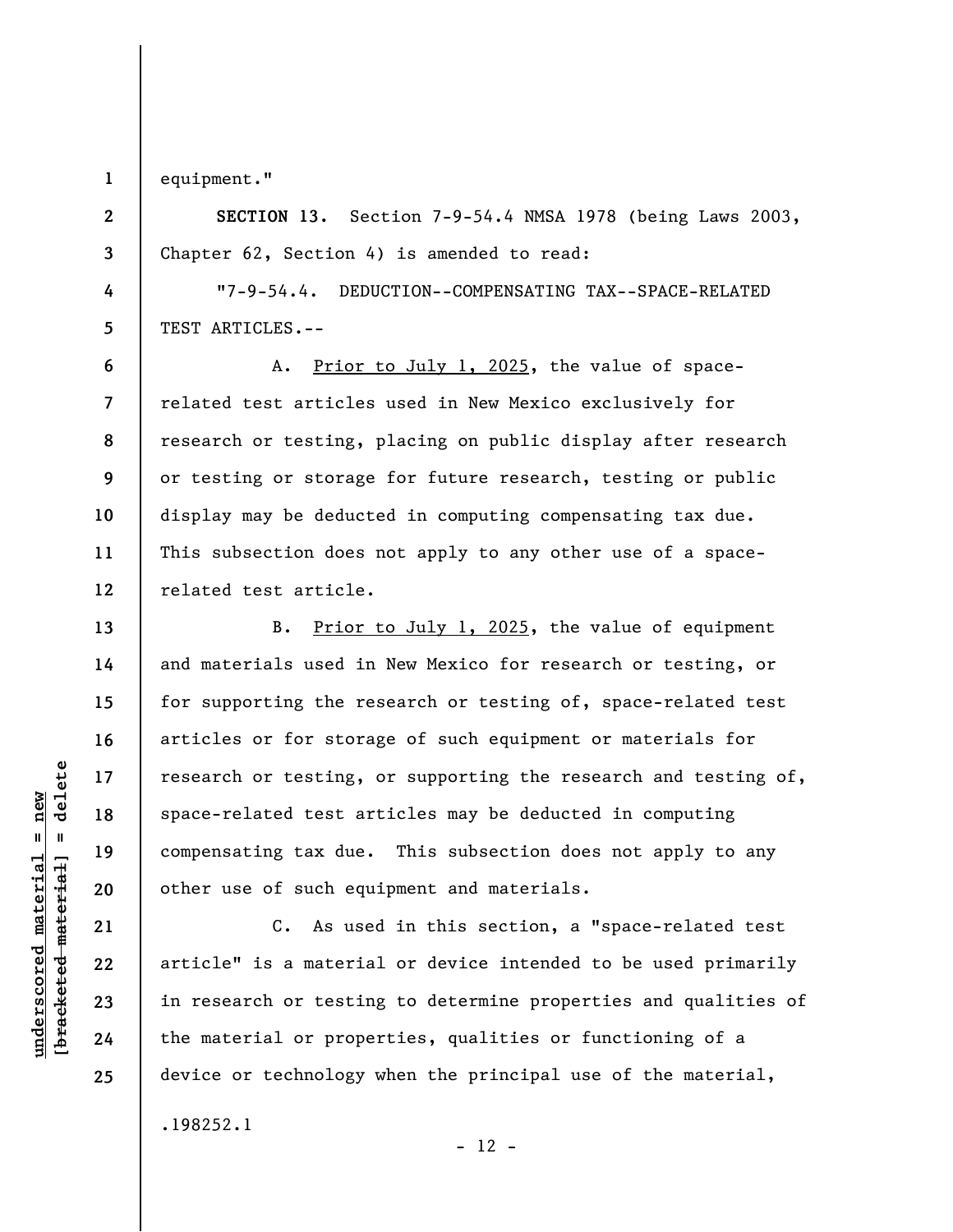equipment."

**SECTION 13.** Section 7-9-54.4 NMSA 1978 (being Laws 2003, Chapter 62, Section 4) is amended to read:

"7-9-54.4. DEDUCTION--COMPENSATING TAX--SPACE-RELATED TEST ARTICLES.--

A. Prior to July 1, 2025, the value of space-related test articles used in New Mexico exclusively for research or testing, placing on public display after research or testing or storage for future research, testing or public display may be deducted in computing compensating tax due. This subsection does not apply to any other use of a space-related test article.

B. Prior to July 1, 2025, the value of equipment and materials used in New Mexico for research or testing, or for supporting the research or testing of, space-related test articles or for storage of such equipment or materials for research or testing, or supporting the research and testing of, space-related test articles may be deducted in computing compensating tax due. This subsection does not apply to any other use of such equipment and materials.

C. As used in this section, a "space-related test article" is a material or device intended to be used primarily in research or testing to determine properties and qualities of the material or properties, qualities or functioning of a device or technology when the principal use of the material,

.198252.1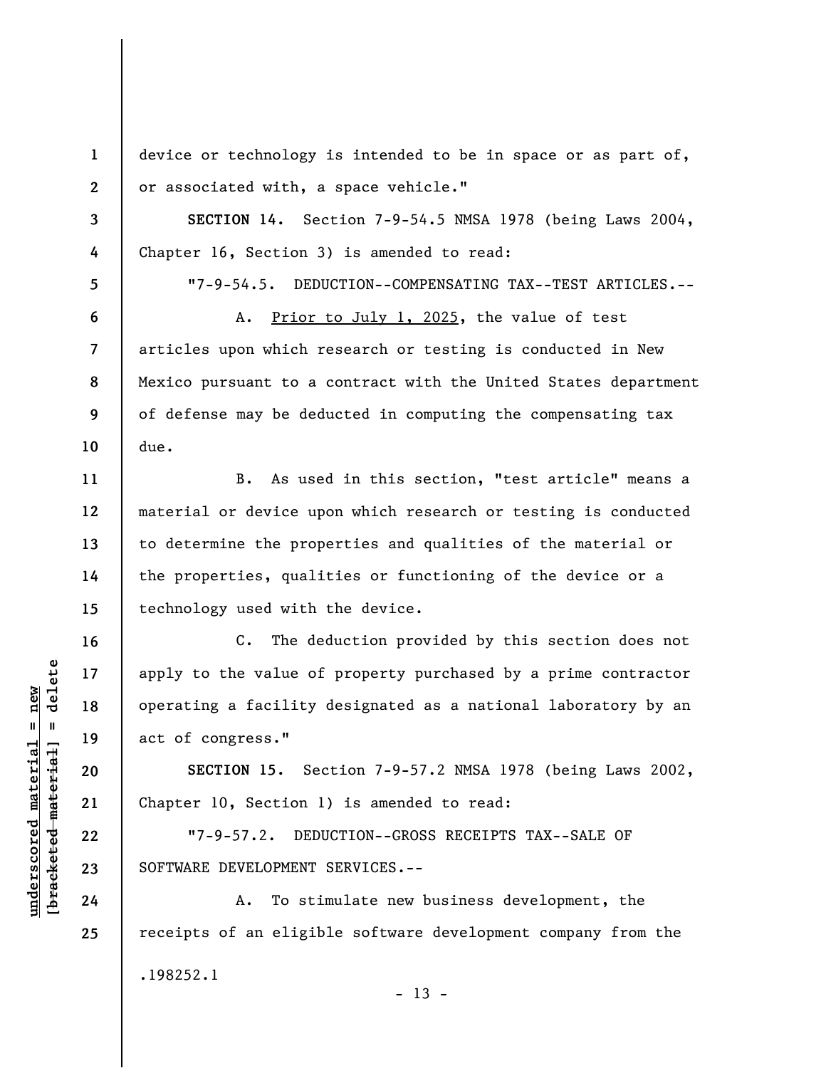device or technology is intended to be in space or as part of, or associated with, a space vehicle."

**SECTION 14.** Section 7-9-54.5 NMSA 1978 (being Laws 2004, Chapter 16, Section 3) is amended to read:

"7-9-54.5. DEDUCTION--COMPENSATING TAX--TEST ARTICLES.--

A. <u>Prior to July 1, 2025</u>, the value of test articles upon which research or testing is conducted in New Mexico pursuant to a contract with the United States department of defense may be deducted in computing the compensating tax due.

B. As used in this section, "test article" means a material or device upon which research or testing is conducted to determine the properties and qualities of the material or the properties, qualities or functioning of the device or a technology used with the device.

C. The deduction provided by this section does not apply to the value of property purchased by a prime contractor operating a facility designated as a national laboratory by an act of congress."

**SECTION 15.** Section 7-9-57.2 NMSA 1978 (being Laws 2002, Chapter 10, Section 1) is amended to read:

"7-9-57.2. DEDUCTION--GROSS RECEIPTS TAX--SALE OF SOFTWARE DEVELOPMENT SERVICES.--

A. To stimulate new business development, the receipts of an eligible software development company from the

.198252.1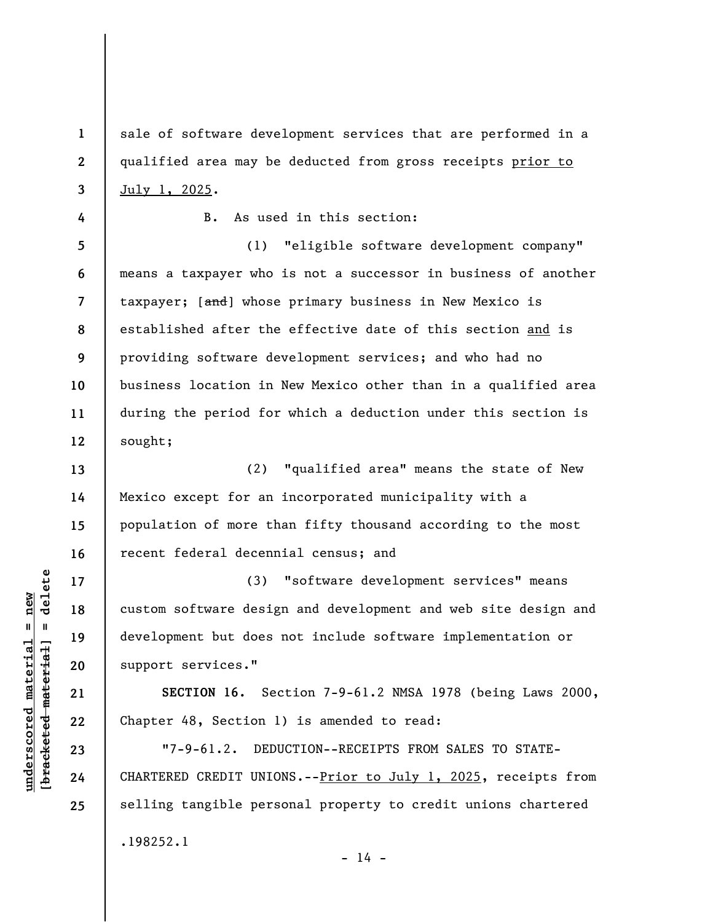sale of software development services that are performed in a qualified area may be deducted from gross receipts prior to July 1, 2025.

B. As used in this section:

(1) "eligible software development company" means a taxpayer who is not a successor in business of another taxpayer; [~~and~~] whose primary business in New Mexico is established after the effective date of this section and is providing software development services; and who had no business location in New Mexico other than in a qualified area during the period for which a deduction under this section is sought;

(2) "qualified area" means the state of New Mexico except for an incorporated municipality with a population of more than fifty thousand according to the most recent federal decennial census; and

(3) "software development services" means custom software design and development and web site design and development but does not include software implementation or support services."

**SECTION 16.** Section 7-9-61.2 NMSA 1978 (being Laws 2000, Chapter 48, Section 1) is amended to read:

"7-9-61.2. DEDUCTION--RECEIPTS FROM SALES TO STATE-CHARTERED CREDIT UNIONS.--Prior to July 1, 2025, receipts from selling tangible personal property to credit unions chartered

.198252.1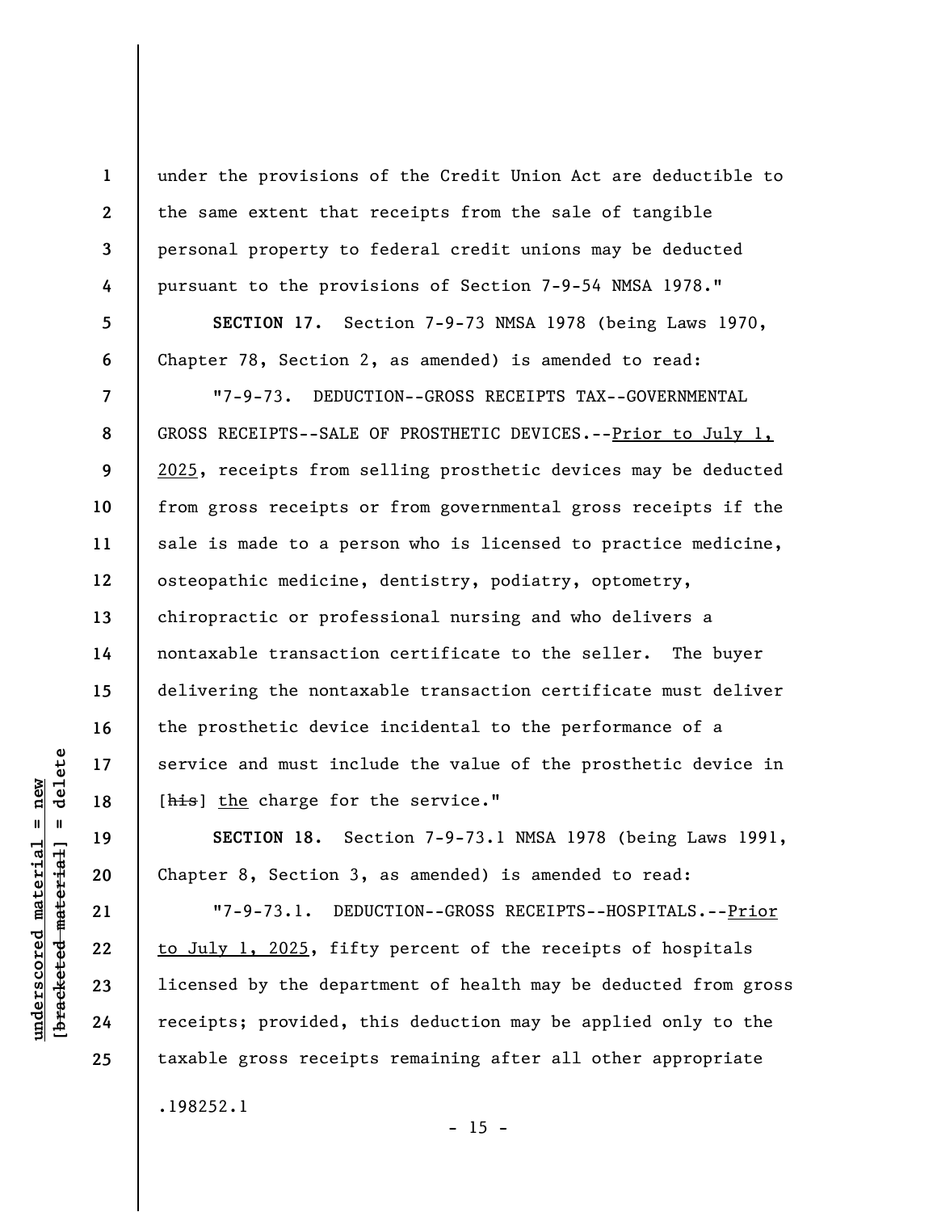under the provisions of the Credit Union Act are deductible to the same extent that receipts from the sale of tangible personal property to federal credit unions may be deducted pursuant to the provisions of Section 7-9-54 NMSA 1978."

**SECTION 17.** Section 7-9-73 NMSA 1978 (being Laws 1970, Chapter 78, Section 2, as amended) is amended to read:

"7-9-73. DEDUCTION--GROSS RECEIPTS TAX--GOVERNMENTAL GROSS RECEIPTS--SALE OF PROSTHETIC DEVICES.--<u>Prior to July 1, 2025</u>, receipts from selling prosthetic devices may be deducted from gross receipts or from governmental gross receipts if the sale is made to a person who is licensed to practice medicine, osteopathic medicine, dentistry, podiatry, optometry, chiropractic or professional nursing and who delivers a nontaxable transaction certificate to the seller. The buyer delivering the nontaxable transaction certificate must deliver the prosthetic device incidental to the performance of a service and must include the value of the prosthetic device in [~~his~~] <u>the</u> charge for the service."

**SECTION 18.** Section 7-9-73.1 NMSA 1978 (being Laws 1991, Chapter 8, Section 3, as amended) is amended to read:

"7-9-73.1. DEDUCTION--GROSS RECEIPTS--HOSPITALS.--<u>Prior to July 1, 2025</u>, fifty percent of the receipts of hospitals licensed by the department of health may be deducted from gross receipts; provided, this deduction may be applied only to the taxable gross receipts remaining after all other appropriate

.198252.1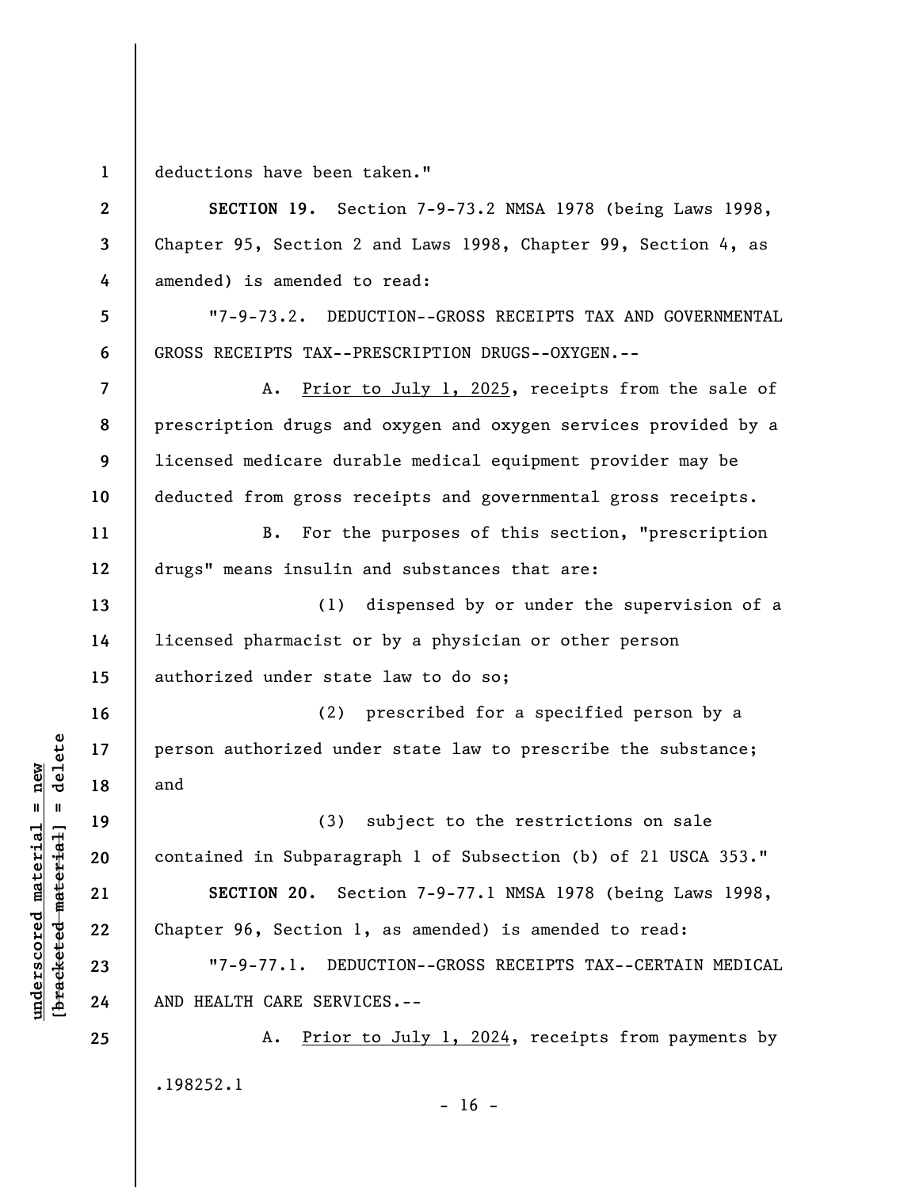deductions have been taken."

**SECTION 19.** Section 7-9-73.2 NMSA 1978 (being Laws 1998, Chapter 95, Section 2 and Laws 1998, Chapter 99, Section 4, as amended) is amended to read:

"7-9-73.2. DEDUCTION--GROSS RECEIPTS TAX AND GOVERNMENTAL GROSS RECEIPTS TAX--PRESCRIPTION DRUGS--OXYGEN.--

A. <u>Prior to July 1, 2025</u>, receipts from the sale of prescription drugs and oxygen and oxygen services provided by a licensed medicare durable medical equipment provider may be deducted from gross receipts and governmental gross receipts.

B. For the purposes of this section, "prescription drugs" means insulin and substances that are:

(1) dispensed by or under the supervision of a licensed pharmacist or by a physician or other person authorized under state law to do so;

(2) prescribed for a specified person by a person authorized under state law to prescribe the substance; and

(3) subject to the restrictions on sale contained in Subparagraph 1 of Subsection (b) of 21 USCA 353."

**SECTION 20.** Section 7-9-77.1 NMSA 1978 (being Laws 1998, Chapter 96, Section 1, as amended) is amended to read:

"7-9-77.1. DEDUCTION--GROSS RECEIPTS TAX--CERTAIN MEDICAL AND HEALTH CARE SERVICES.--

A. <u>Prior to July 1, 2024</u>, receipts from payments by

.198252.1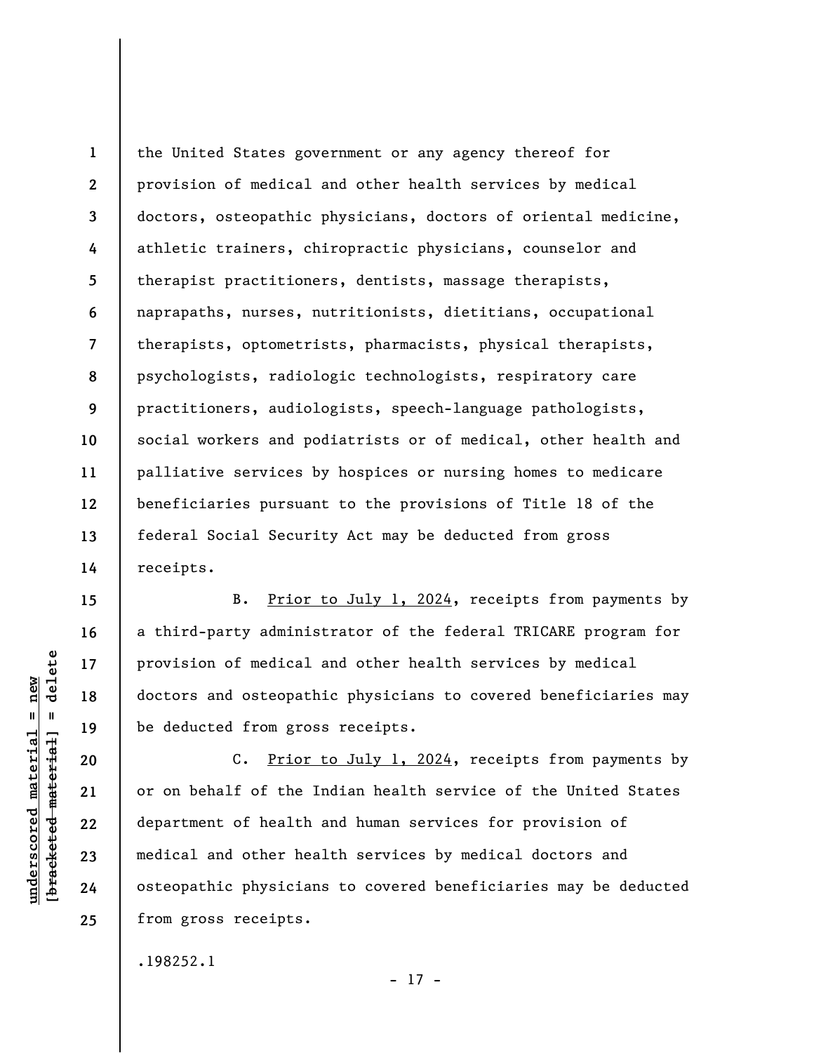the United States government or any agency thereof for provision of medical and other health services by medical doctors, osteopathic physicians, doctors of oriental medicine, athletic trainers, chiropractic physicians, counselor and therapist practitioners, dentists, massage therapists, naprapaths, nurses, nutritionists, dietitians, occupational therapists, optometrists, pharmacists, physical therapists, psychologists, radiologic technologists, respiratory care practitioners, audiologists, speech-language pathologists, social workers and podiatrists or of medical, other health and palliative services by hospices or nursing homes to medicare beneficiaries pursuant to the provisions of Title 18 of the federal Social Security Act may be deducted from gross receipts.

B. <u>Prior to July 1, 2024</u>, receipts from payments by a third-party administrator of the federal TRICARE program for provision of medical and other health services by medical doctors and osteopathic physicians to covered beneficiaries may be deducted from gross receipts.

C. <u>Prior to July 1, 2024</u>, receipts from payments by or on behalf of the Indian health service of the United States department of health and human services for provision of medical and other health services by medical doctors and osteopathic physicians to covered beneficiaries may be deducted from gross receipts.

.198252.1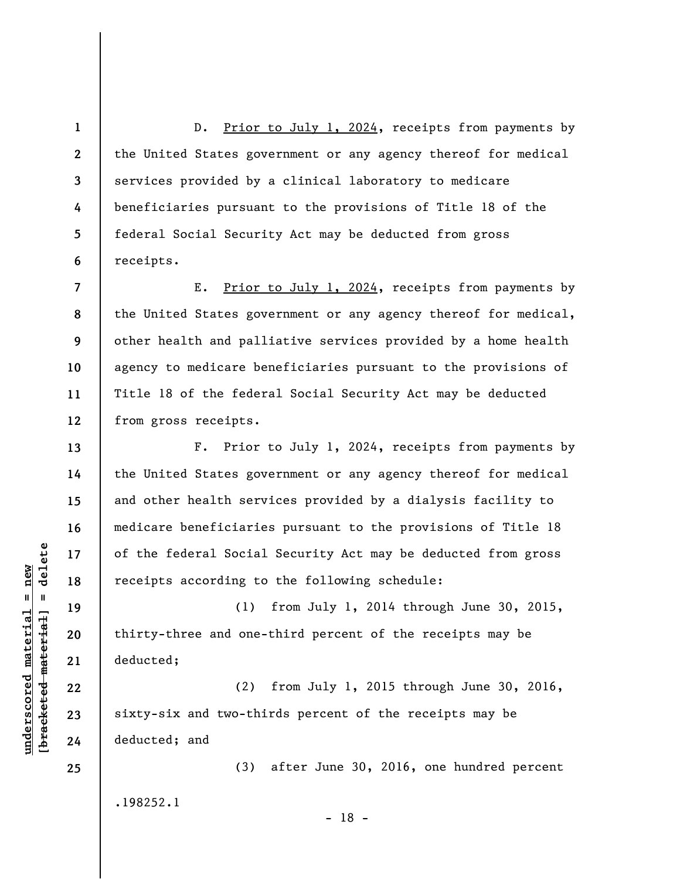D. <u>Prior to July 1, 2024</u>, receipts from payments by the United States government or any agency thereof for medical services provided by a clinical laboratory to medicare beneficiaries pursuant to the provisions of Title 18 of the federal Social Security Act may be deducted from gross receipts.

E. <u>Prior to July 1, 2024</u>, receipts from payments by the United States government or any agency thereof for medical, other health and palliative services provided by a home health agency to medicare beneficiaries pursuant to the provisions of Title 18 of the federal Social Security Act may be deducted from gross receipts.

F. Prior to July 1, 2024, receipts from payments by the United States government or any agency thereof for medical and other health services provided by a dialysis facility to medicare beneficiaries pursuant to the provisions of Title 18 of the federal Social Security Act may be deducted from gross receipts according to the following schedule:

(1) from July 1, 2014 through June 30, 2015, thirty-three and one-third percent of the receipts may be deducted;

(2) from July 1, 2015 through June 30, 2016, sixty-six and two-thirds percent of the receipts may be deducted; and

(3) after June 30, 2016, one hundred percent

.198252.1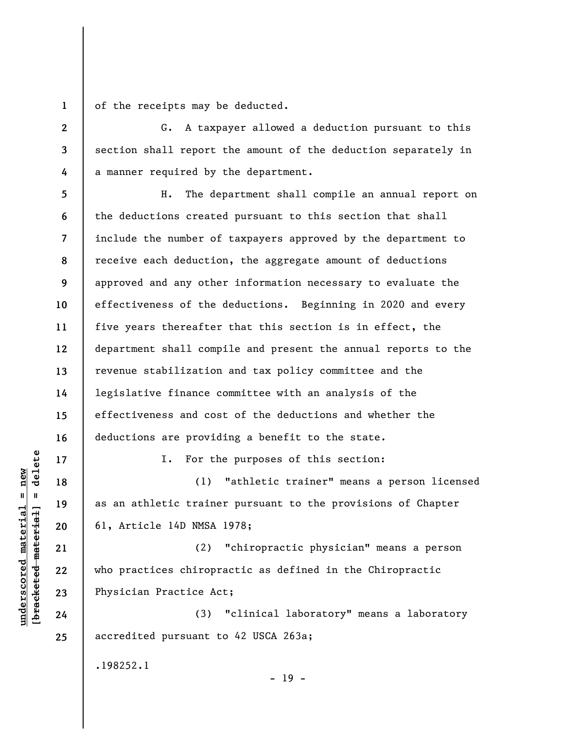of the receipts may be deducted.

G. A taxpayer allowed a deduction pursuant to this section shall report the amount of the deduction separately in a manner required by the department.

H. The department shall compile an annual report on the deductions created pursuant to this section that shall include the number of taxpayers approved by the department to receive each deduction, the aggregate amount of deductions approved and any other information necessary to evaluate the effectiveness of the deductions. Beginning in 2020 and every five years thereafter that this section is in effect, the department shall compile and present the annual reports to the revenue stabilization and tax policy committee and the legislative finance committee with an analysis of the effectiveness and cost of the deductions and whether the deductions are providing a benefit to the state.

I. For the purposes of this section:

(1) "athletic trainer" means a person licensed as an athletic trainer pursuant to the provisions of Chapter 61, Article 14D NMSA 1978;

(2) "chiropractic physician" means a person who practices chiropractic as defined in the Chiropractic Physician Practice Act;

(3) "clinical laboratory" means a laboratory accredited pursuant to 42 USCA 263a;

.198252.1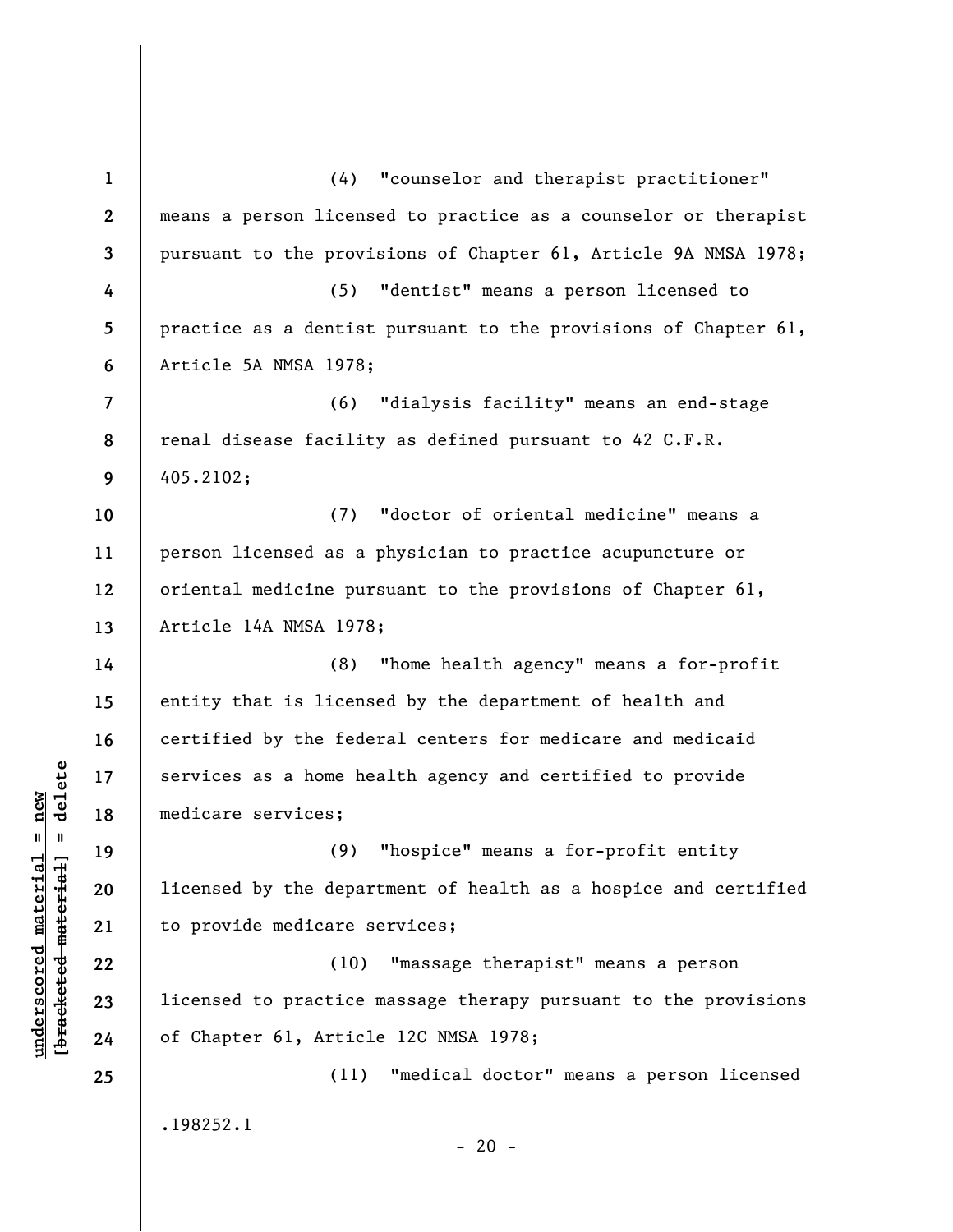(4) "counselor and therapist practitioner" means a person licensed to practice as a counselor or therapist pursuant to the provisions of Chapter 61, Article 9A NMSA 1978;

(5) "dentist" means a person licensed to practice as a dentist pursuant to the provisions of Chapter 61, Article 5A NMSA 1978;

(6) "dialysis facility" means an end-stage renal disease facility as defined pursuant to 42 C.F.R. 405.2102;

(7) "doctor of oriental medicine" means a person licensed as a physician to practice acupuncture or oriental medicine pursuant to the provisions of Chapter 61, Article 14A NMSA 1978;

(8) "home health agency" means a for-profit entity that is licensed by the department of health and certified by the federal centers for medicare and medicaid services as a home health agency and certified to provide medicare services;

(9) "hospice" means a for-profit entity licensed by the department of health as a hospice and certified to provide medicare services;

(10) "massage therapist" means a person licensed to practice massage therapy pursuant to the provisions of Chapter 61, Article 12C NMSA 1978;

(11) "medical doctor" means a person licensed

.198252.1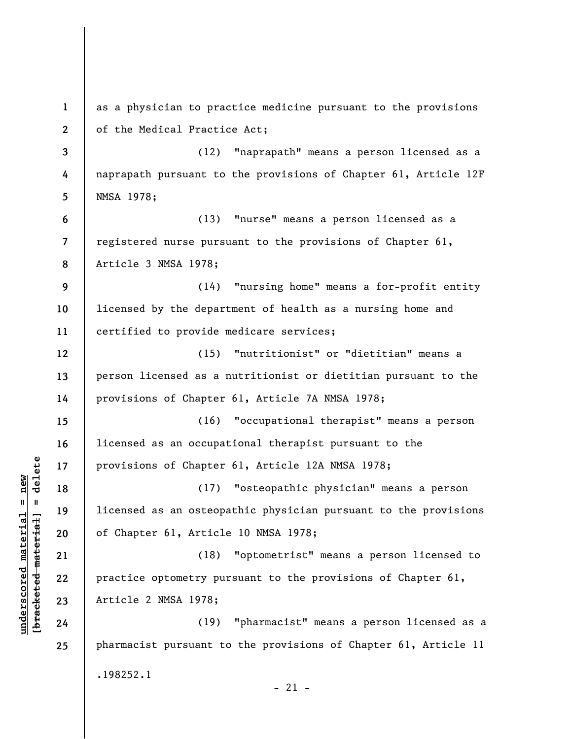as a physician to practice medicine pursuant to the provisions of the Medical Practice Act;

(12) "naprapath" means a person licensed as a naprapath pursuant to the provisions of Chapter 61, Article 12F NMSA 1978;

(13) "nurse" means a person licensed as a registered nurse pursuant to the provisions of Chapter 61, Article 3 NMSA 1978;

(14) "nursing home" means a for-profit entity licensed by the department of health as a nursing home and certified to provide medicare services;

(15) "nutritionist" or "dietitian" means a person licensed as a nutritionist or dietitian pursuant to the provisions of Chapter 61, Article 7A NMSA 1978;

(16) "occupational therapist" means a person licensed as an occupational therapist pursuant to the provisions of Chapter 61, Article 12A NMSA 1978;

(17) "osteopathic physician" means a person licensed as an osteopathic physician pursuant to the provisions of Chapter 61, Article 10 NMSA 1978;

(18) "optometrist" means a person licensed to practice optometry pursuant to the provisions of Chapter 61, Article 2 NMSA 1978;

(19) "pharmacist" means a person licensed as a pharmacist pursuant to the provisions of Chapter 61, Article 11

.198252.1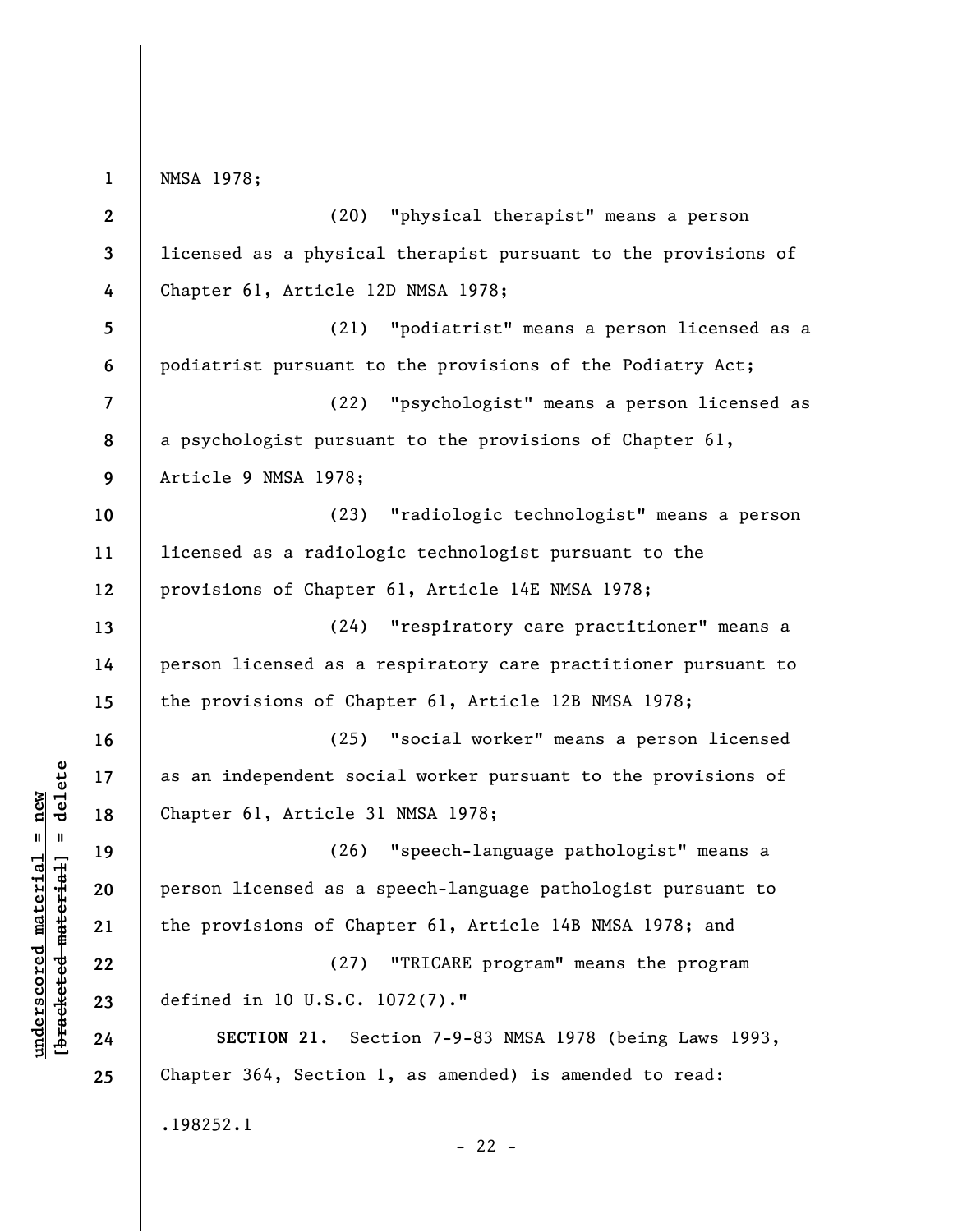NMSA 1978;

(20) "physical therapist" means a person licensed as a physical therapist pursuant to the provisions of Chapter 61, Article 12D NMSA 1978;

(21) "podiatrist" means a person licensed as a podiatrist pursuant to the provisions of the Podiatry Act;

(22) "psychologist" means a person licensed as a psychologist pursuant to the provisions of Chapter 61, Article 9 NMSA 1978;

(23) "radiologic technologist" means a person licensed as a radiologic technologist pursuant to the provisions of Chapter 61, Article 14E NMSA 1978;

(24) "respiratory care practitioner" means a person licensed as a respiratory care practitioner pursuant to the provisions of Chapter 61, Article 12B NMSA 1978;

(25) "social worker" means a person licensed as an independent social worker pursuant to the provisions of Chapter 61, Article 31 NMSA 1978;

(26) "speech-language pathologist" means a person licensed as a speech-language pathologist pursuant to the provisions of Chapter 61, Article 14B NMSA 1978; and

(27) "TRICARE program" means the program defined in 10 U.S.C. 1072(7)."

**SECTION 21.** Section 7-9-83 NMSA 1978 (being Laws 1993, Chapter 364, Section 1, as amended) is amended to read:

.198252.1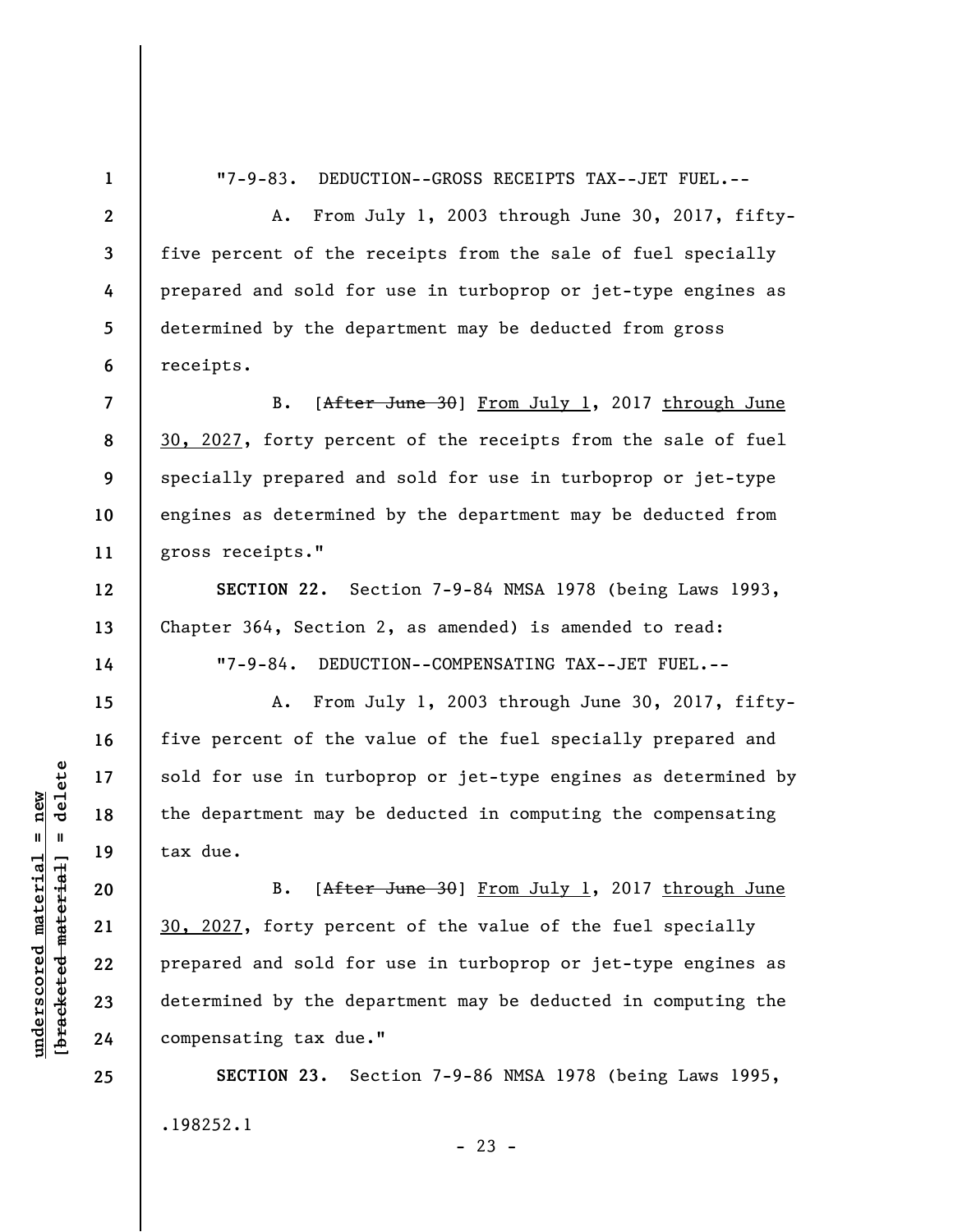"7-9-83. DEDUCTION--GROSS RECEIPTS TAX--JET FUEL.--

A. From July 1, 2003 through June 30, 2017, fifty-five percent of the receipts from the sale of fuel specially prepared and sold for use in turboprop or jet-type engines as determined by the department may be deducted from gross receipts.

B. [~~After June 30~~] From July 1, 2017 through June 30, 2027, forty percent of the receipts from the sale of fuel specially prepared and sold for use in turboprop or jet-type engines as determined by the department may be deducted from gross receipts."

**SECTION 22.** Section 7-9-84 NMSA 1978 (being Laws 1993, Chapter 364, Section 2, as amended) is amended to read:

"7-9-84. DEDUCTION--COMPENSATING TAX--JET FUEL.--

A. From July 1, 2003 through June 30, 2017, fifty-five percent of the value of the fuel specially prepared and sold for use in turboprop or jet-type engines as determined by the department may be deducted in computing the compensating tax due.

B. [~~After June 30~~] From July 1, 2017 through June 30, 2027, forty percent of the value of the fuel specially prepared and sold for use in turboprop or jet-type engines as determined by the department may be deducted in computing the compensating tax due."

**SECTION 23.** Section 7-9-86 NMSA 1978 (being Laws 1995,

.198252.1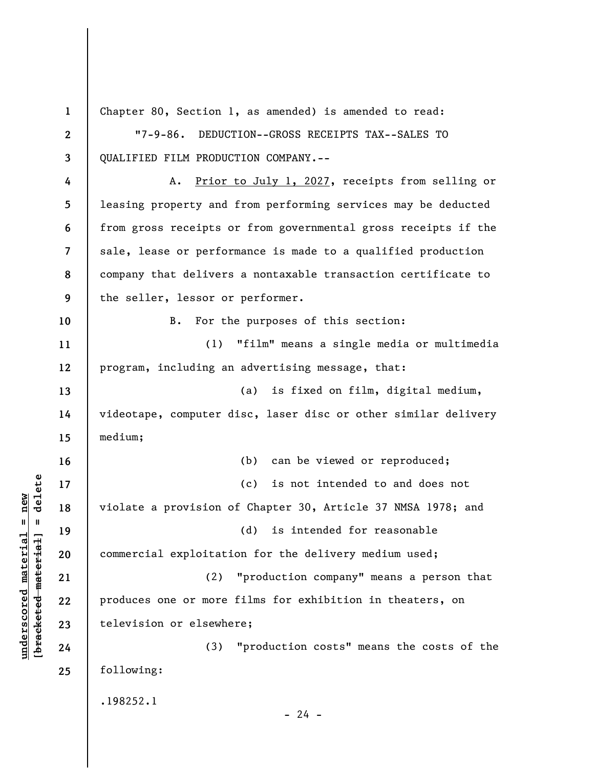Chapter 80, Section 1, as amended) is amended to read:

"7-9-86. DEDUCTION--GROSS RECEIPTS TAX--SALES TO QUALIFIED FILM PRODUCTION COMPANY.--

A. Prior to July 1, 2027, receipts from selling or leasing property and from performing services may be deducted from gross receipts or from governmental gross receipts if the sale, lease or performance is made to a qualified production company that delivers a nontaxable transaction certificate to the seller, lessor or performer.

B. For the purposes of this section:

(1) "film" means a single media or multimedia program, including an advertising message, that:

(a) is fixed on film, digital medium, videotape, computer disc, laser disc or other similar delivery medium;

(b) can be viewed or reproduced;

(c) is not intended to and does not violate a provision of Chapter 30, Article 37 NMSA 1978; and

(d) is intended for reasonable commercial exploitation for the delivery medium used;

(2) "production company" means a person that produces one or more films for exhibition in theaters, on television or elsewhere;

(3) "production costs" means the costs of the following:

.198252.1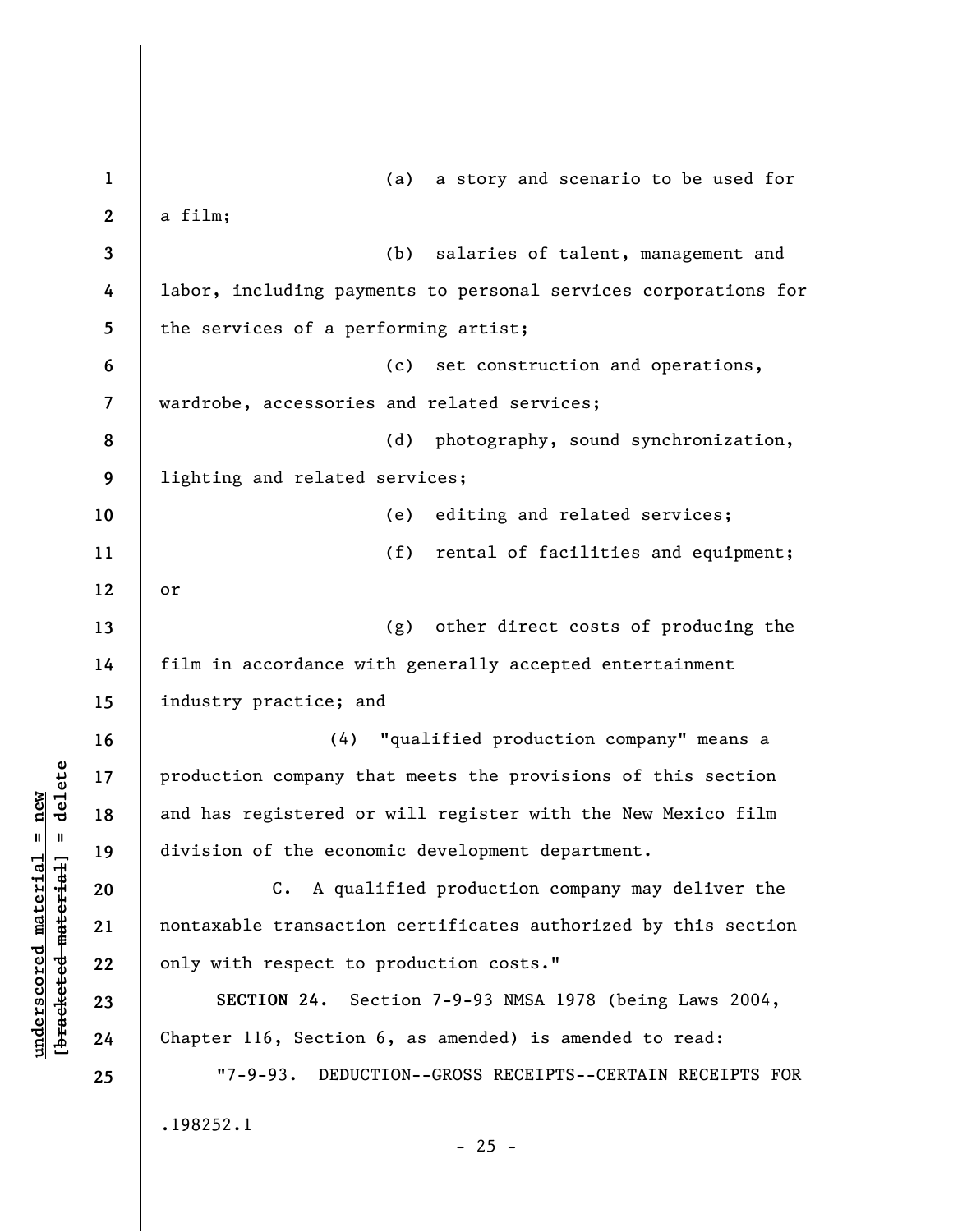(a) a story and scenario to be used for a film;

(b) salaries of talent, management and labor, including payments to personal services corporations for the services of a performing artist;

(c) set construction and operations, wardrobe, accessories and related services;

(d) photography, sound synchronization, lighting and related services;

(e) editing and related services;

(f) rental of facilities and equipment; or

(g) other direct costs of producing the film in accordance with generally accepted entertainment industry practice; and

(4) "qualified production company" means a production company that meets the provisions of this section and has registered or will register with the New Mexico film division of the economic development department.

C. A qualified production company may deliver the nontaxable transaction certificates authorized by this section only with respect to production costs."

**SECTION 24.** Section 7-9-93 NMSA 1978 (being Laws 2004, Chapter 116, Section 6, as amended) is amended to read:

"7-9-93. DEDUCTION--GROSS RECEIPTS--CERTAIN RECEIPTS FOR

.198252.1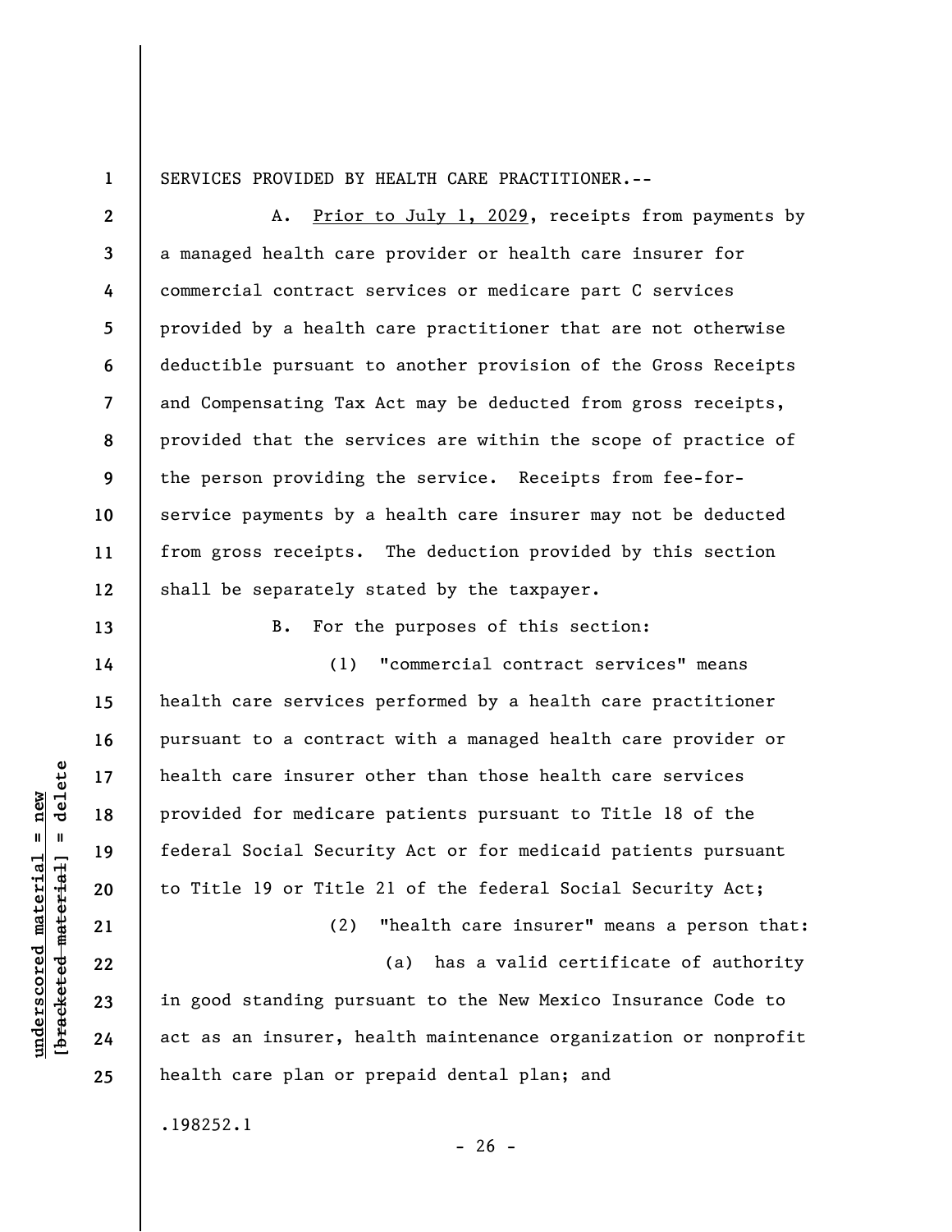SERVICES PROVIDED BY HEALTH CARE PRACTITIONER.--

A. Prior to July 1, 2029, receipts from payments by a managed health care provider or health care insurer for commercial contract services or medicare part C services provided by a health care practitioner that are not otherwise deductible pursuant to another provision of the Gross Receipts and Compensating Tax Act may be deducted from gross receipts, provided that the services are within the scope of practice of the person providing the service. Receipts from fee-for-service payments by a health care insurer may not be deducted from gross receipts. The deduction provided by this section shall be separately stated by the taxpayer.

B. For the purposes of this section:

(1) "commercial contract services" means health care services performed by a health care practitioner pursuant to a contract with a managed health care provider or health care insurer other than those health care services provided for medicare patients pursuant to Title 18 of the federal Social Security Act or for medicaid patients pursuant to Title 19 or Title 21 of the federal Social Security Act;

(2) "health care insurer" means a person that:

(a) has a valid certificate of authority in good standing pursuant to the New Mexico Insurance Code to act as an insurer, health maintenance organization or nonprofit health care plan or prepaid dental plan; and

.198252.1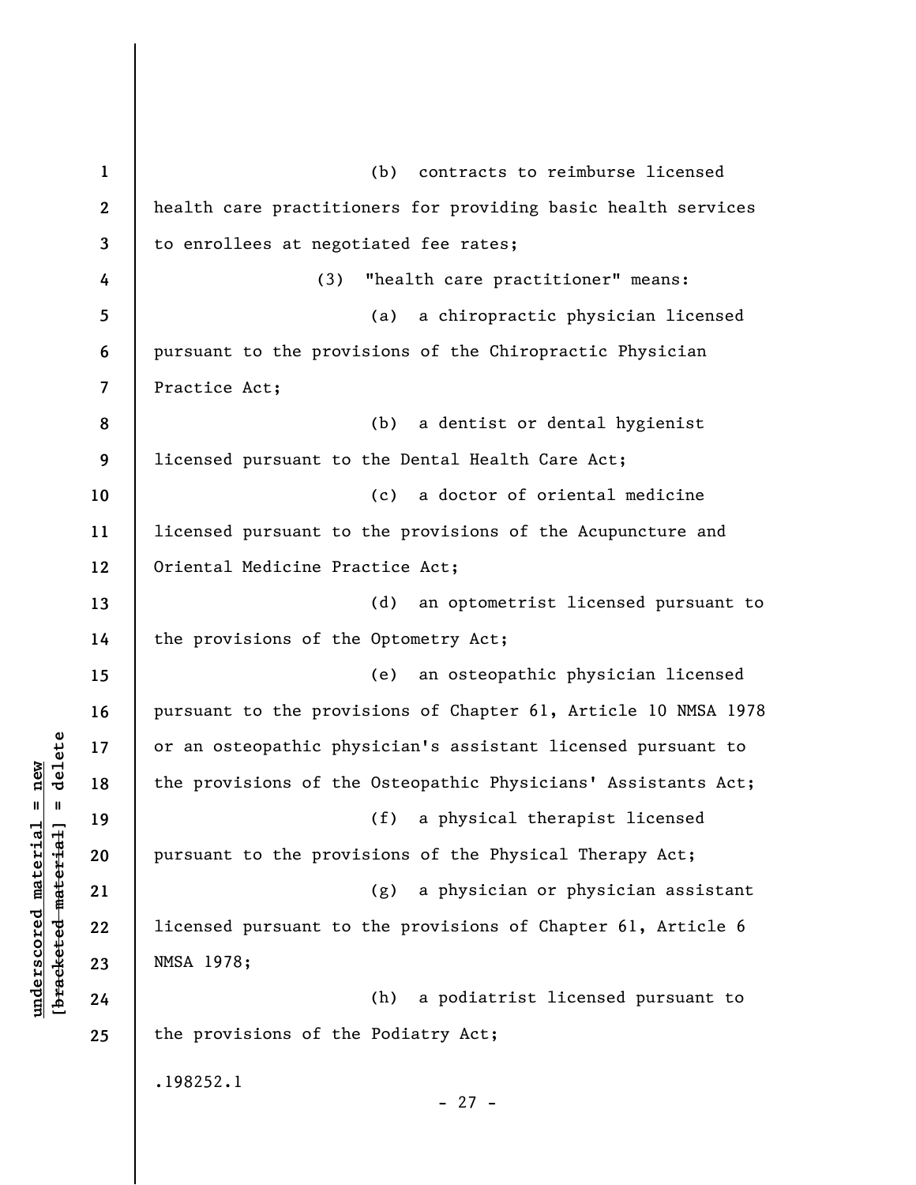(b) contracts to reimburse licensed health care practitioners for providing basic health services to enrollees at negotiated fee rates;

(3) "health care practitioner" means:

(a) a chiropractic physician licensed pursuant to the provisions of the Chiropractic Physician Practice Act;

(b) a dentist or dental hygienist licensed pursuant to the Dental Health Care Act;

(c) a doctor of oriental medicine licensed pursuant to the provisions of the Acupuncture and Oriental Medicine Practice Act;

(d) an optometrist licensed pursuant to the provisions of the Optometry Act;

(e) an osteopathic physician licensed pursuant to the provisions of Chapter 61, Article 10 NMSA 1978 or an osteopathic physician's assistant licensed pursuant to the provisions of the Osteopathic Physicians' Assistants Act;

(f) a physical therapist licensed pursuant to the provisions of the Physical Therapy Act;

(g) a physician or physician assistant licensed pursuant to the provisions of Chapter 61, Article 6 NMSA 1978;

(h) a podiatrist licensed pursuant to the provisions of the Podiatry Act;

.198252.1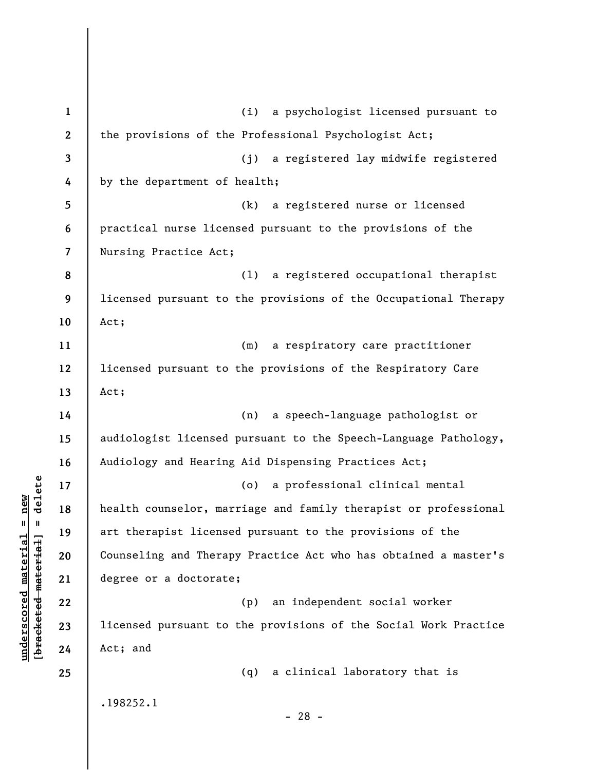(i) a psychologist licensed pursuant to the provisions of the Professional Psychologist Act;

(j) a registered lay midwife registered by the department of health;

(k) a registered nurse or licensed practical nurse licensed pursuant to the provisions of the Nursing Practice Act;

(l) a registered occupational therapist licensed pursuant to the provisions of the Occupational Therapy Act;

(m) a respiratory care practitioner licensed pursuant to the provisions of the Respiratory Care Act;

(n) a speech-language pathologist or audiologist licensed pursuant to the Speech-Language Pathology, Audiology and Hearing Aid Dispensing Practices Act;

(o) a professional clinical mental health counselor, marriage and family therapist or professional art therapist licensed pursuant to the provisions of the Counseling and Therapy Practice Act who has obtained a master's degree or a doctorate;

(p) an independent social worker licensed pursuant to the provisions of the Social Work Practice Act; and

(q) a clinical laboratory that is

.198252.1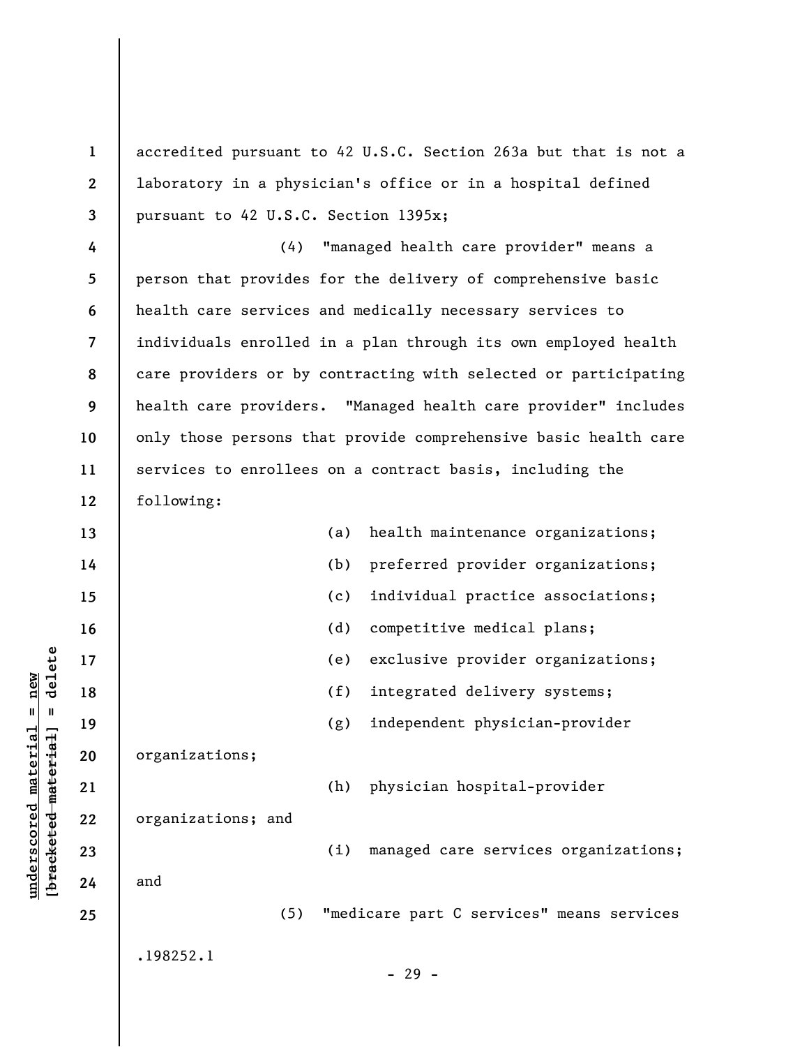accredited pursuant to 42 U.S.C. Section 263a but that is not a laboratory in a physician's office or in a hospital defined pursuant to 42 U.S.C. Section 1395x;

(4) "managed health care provider" means a person that provides for the delivery of comprehensive basic health care services and medically necessary services to individuals enrolled in a plan through its own employed health care providers or by contracting with selected or participating health care providers. "Managed health care provider" includes only those persons that provide comprehensive basic health care services to enrollees on a contract basis, including the following:

(a) health maintenance organizations;

(b) preferred provider organizations;

(c) individual practice associations;

(d) competitive medical plans;

(e) exclusive provider organizations;

(f) integrated delivery systems;

(g) independent physician-provider organizations;

(h) physician hospital-provider organizations; and

(i) managed care services organizations; and

(5) "medicare part C services" means services

.198252.1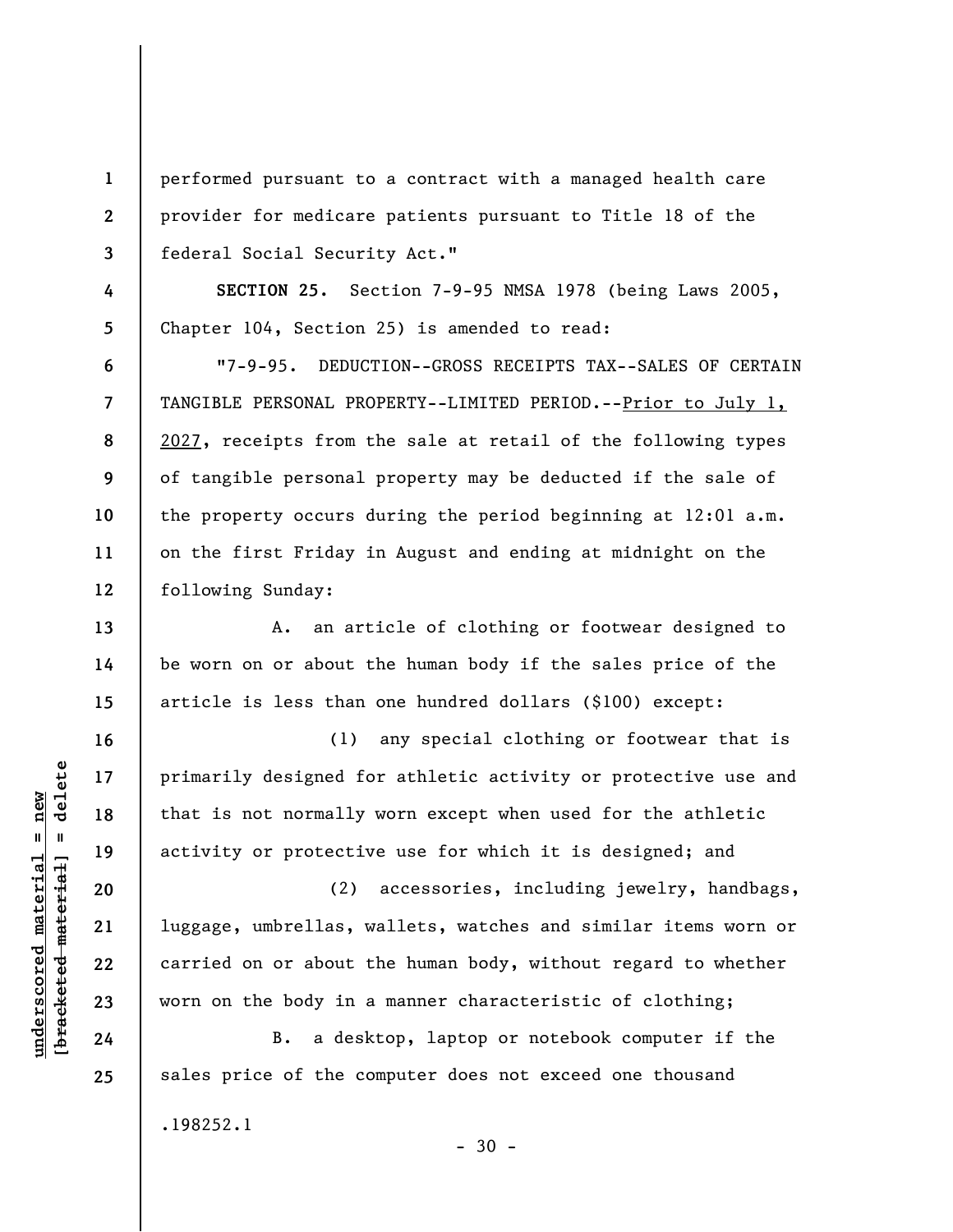performed pursuant to a contract with a managed health care provider for medicare patients pursuant to Title 18 of the federal Social Security Act."

**SECTION 25.** Section 7-9-95 NMSA 1978 (being Laws 2005, Chapter 104, Section 25) is amended to read:

"7-9-95. DEDUCTION--GROSS RECEIPTS TAX--SALES OF CERTAIN TANGIBLE PERSONAL PROPERTY--LIMITED PERIOD.--Prior to July 1, 2027, receipts from the sale at retail of the following types of tangible personal property may be deducted if the sale of the property occurs during the period beginning at 12:01 a.m. on the first Friday in August and ending at midnight on the following Sunday:

A. an article of clothing or footwear designed to be worn on or about the human body if the sales price of the article is less than one hundred dollars ($100) except:

(1) any special clothing or footwear that is primarily designed for athletic activity or protective use and that is not normally worn except when used for the athletic activity or protective use for which it is designed; and

(2) accessories, including jewelry, handbags, luggage, umbrellas, wallets, watches and similar items worn or carried on or about the human body, without regard to whether worn on the body in a manner characteristic of clothing;

B. a desktop, laptop or notebook computer if the sales price of the computer does not exceed one thousand

.198252.1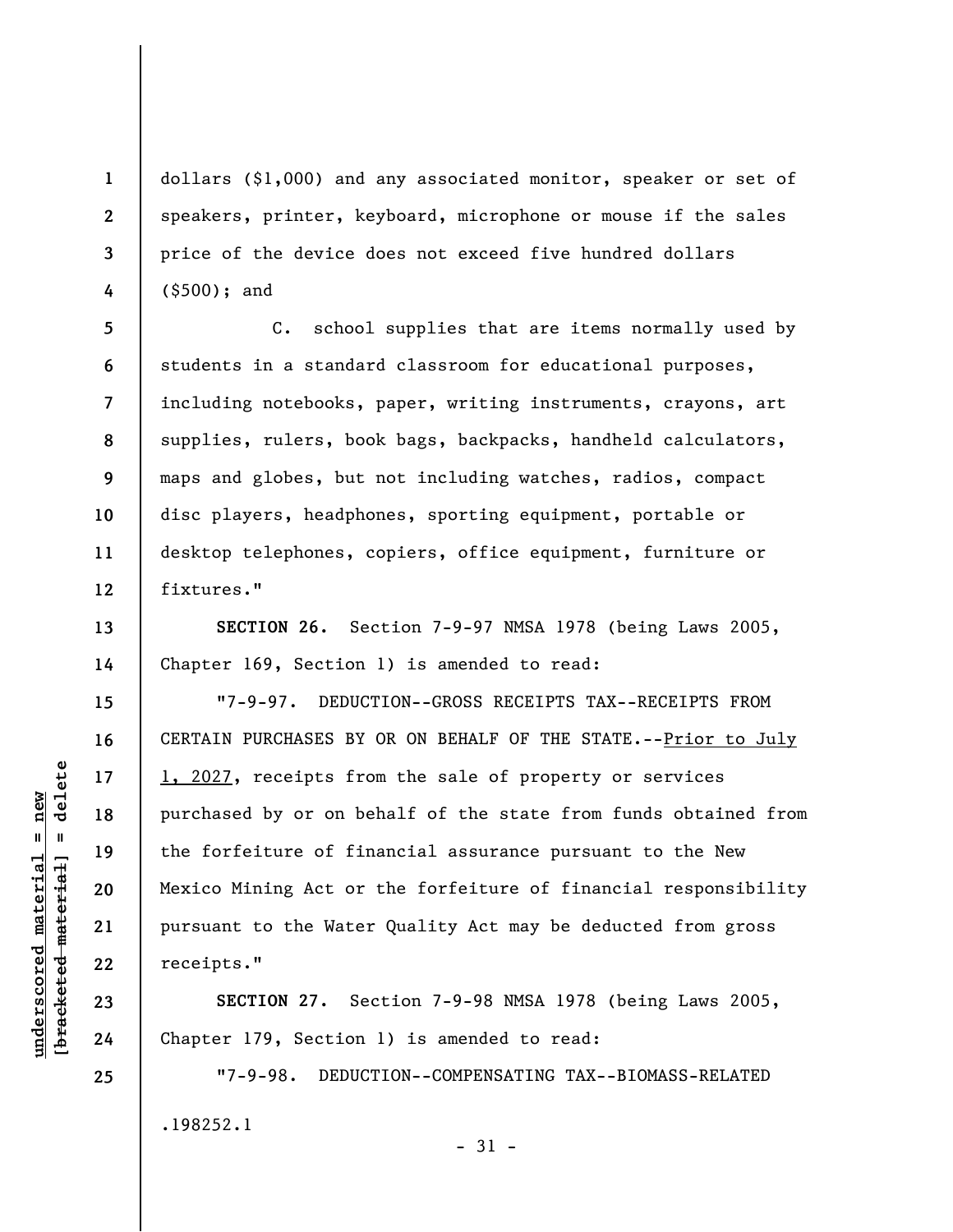dollars ($1,000) and any associated monitor, speaker or set of speakers, printer, keyboard, microphone or mouse if the sales price of the device does not exceed five hundred dollars ($500); and

C. school supplies that are items normally used by students in a standard classroom for educational purposes, including notebooks, paper, writing instruments, crayons, art supplies, rulers, book bags, backpacks, handheld calculators, maps and globes, but not including watches, radios, compact disc players, headphones, sporting equipment, portable or desktop telephones, copiers, office equipment, furniture or fixtures."

**SECTION 26.** Section 7-9-97 NMSA 1978 (being Laws 2005, Chapter 169, Section 1) is amended to read:

"7-9-97. DEDUCTION--GROSS RECEIPTS TAX--RECEIPTS FROM CERTAIN PURCHASES BY OR ON BEHALF OF THE STATE.--<u>Prior to July 1, 2027</u>, receipts from the sale of property or services purchased by or on behalf of the state from funds obtained from the forfeiture of financial assurance pursuant to the New Mexico Mining Act or the forfeiture of financial responsibility pursuant to the Water Quality Act may be deducted from gross receipts."

**SECTION 27.** Section 7-9-98 NMSA 1978 (being Laws 2005, Chapter 179, Section 1) is amended to read:

"7-9-98. DEDUCTION--COMPENSATING TAX--BIOMASS-RELATED

.198252.1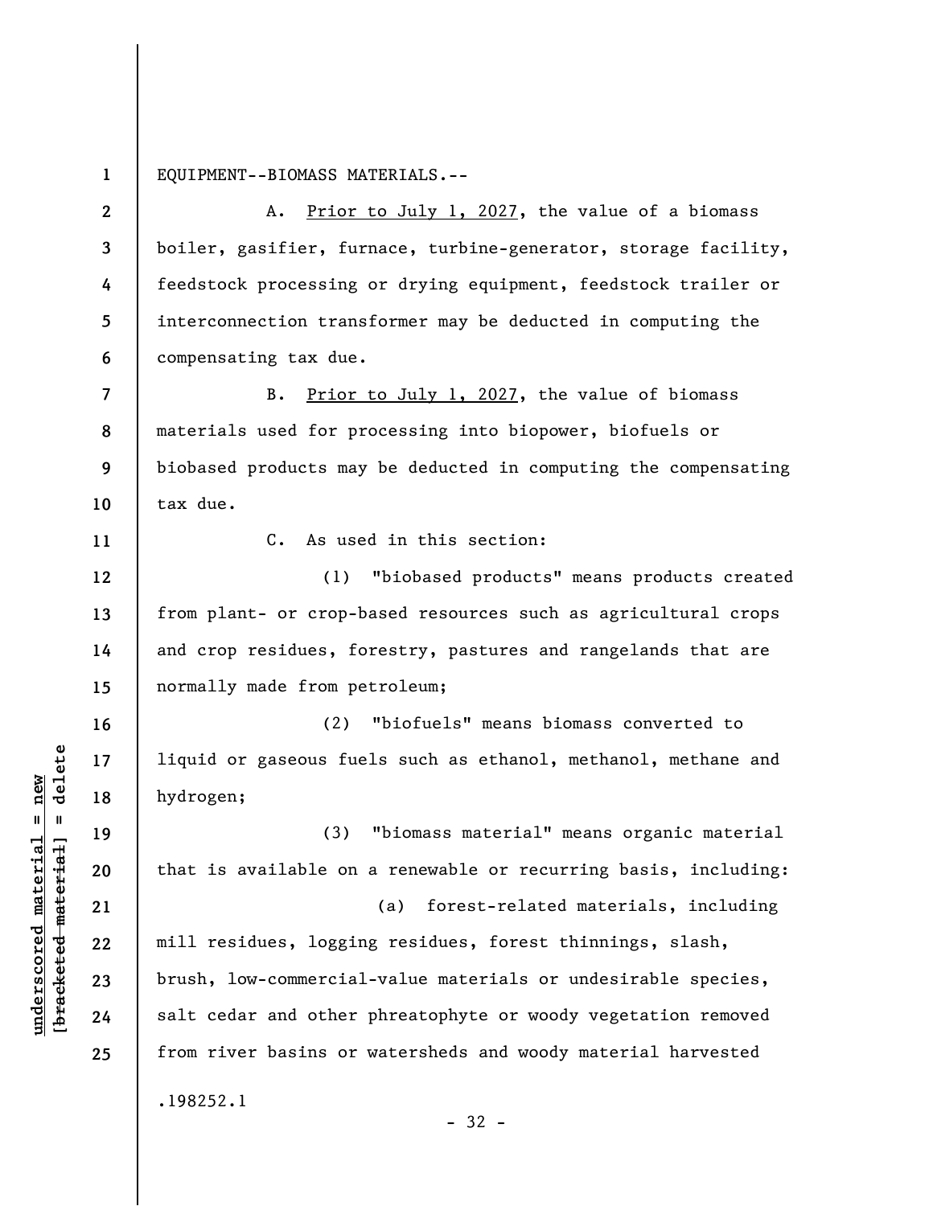EQUIPMENT--BIOMASS MATERIALS.--

A. Prior to July 1, 2027, the value of a biomass boiler, gasifier, furnace, turbine-generator, storage facility, feedstock processing or drying equipment, feedstock trailer or interconnection transformer may be deducted in computing the compensating tax due.

B. Prior to July 1, 2027, the value of biomass materials used for processing into biopower, biofuels or biobased products may be deducted in computing the compensating tax due.

C. As used in this section:

(1) "biobased products" means products created from plant- or crop-based resources such as agricultural crops and crop residues, forestry, pastures and rangelands that are normally made from petroleum;

(2) "biofuels" means biomass converted to liquid or gaseous fuels such as ethanol, methanol, methane and hydrogen;

(3) "biomass material" means organic material that is available on a renewable or recurring basis, including:

(a) forest-related materials, including mill residues, logging residues, forest thinnings, slash, brush, low-commercial-value materials or undesirable species, salt cedar and other phreatophyte or woody vegetation removed from river basins or watersheds and woody material harvested

.198252.1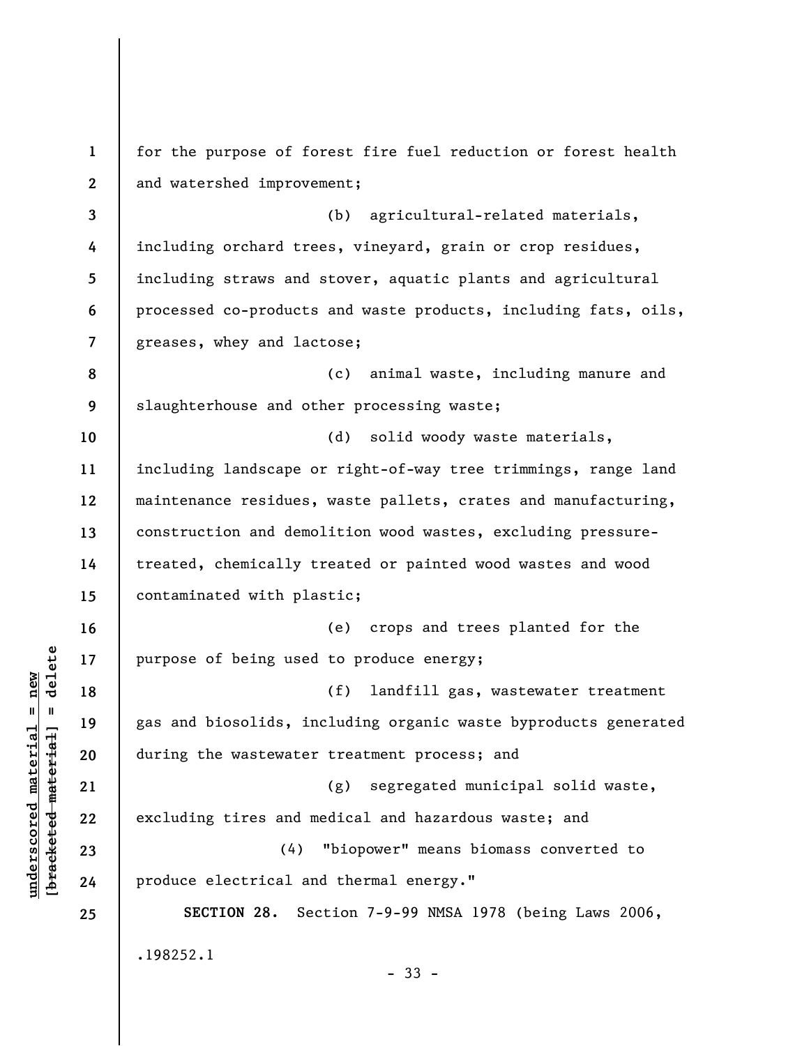for the purpose of forest fire fuel reduction or forest health and watershed improvement;

(b) agricultural-related materials, including orchard trees, vineyard, grain or crop residues, including straws and stover, aquatic plants and agricultural processed co-products and waste products, including fats, oils, greases, whey and lactose;

(c) animal waste, including manure and slaughterhouse and other processing waste;

(d) solid woody waste materials, including landscape or right-of-way tree trimmings, range land maintenance residues, waste pallets, crates and manufacturing, construction and demolition wood wastes, excluding pressure-treated, chemically treated or painted wood wastes and wood contaminated with plastic;

(e) crops and trees planted for the purpose of being used to produce energy;

(f) landfill gas, wastewater treatment gas and biosolids, including organic waste byproducts generated during the wastewater treatment process; and

(g) segregated municipal solid waste, excluding tires and medical and hazardous waste; and

(4) "biopower" means biomass converted to produce electrical and thermal energy."

**SECTION 28.** Section 7-9-99 NMSA 1978 (being Laws 2006,

.198252.1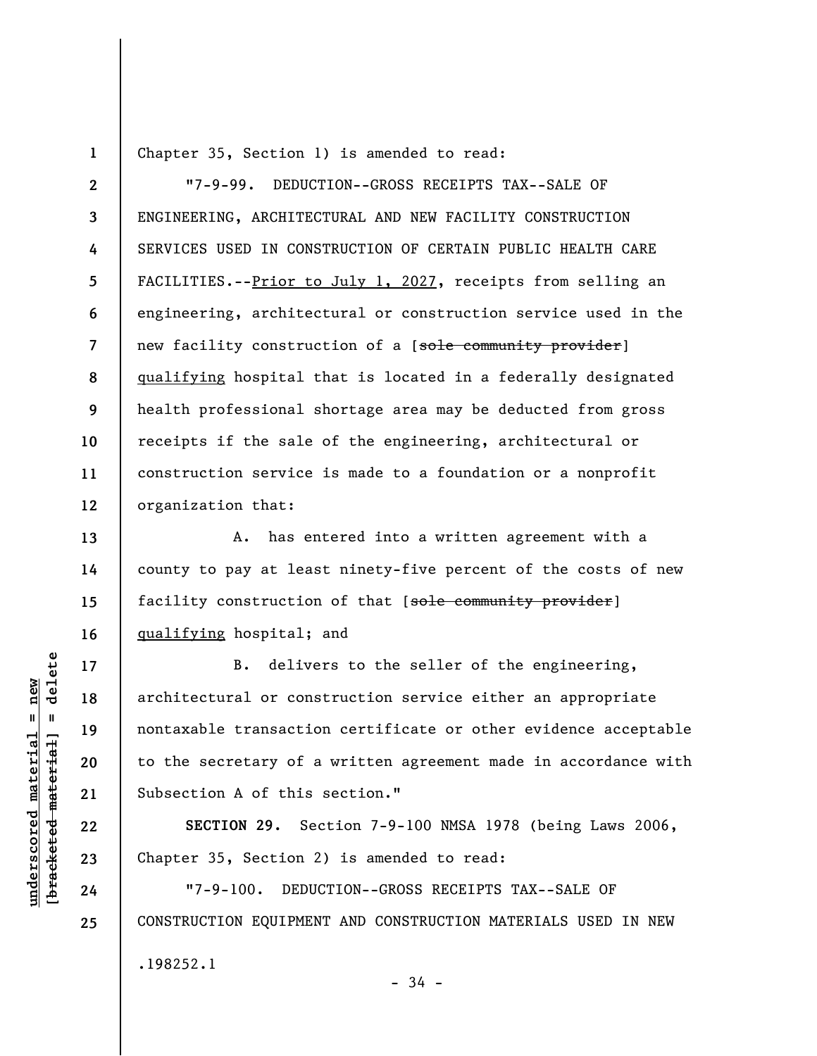Chapter 35, Section 1) is amended to read:

"7-9-99. DEDUCTION--GROSS RECEIPTS TAX--SALE OF ENGINEERING, ARCHITECTURAL AND NEW FACILITY CONSTRUCTION SERVICES USED IN CONSTRUCTION OF CERTAIN PUBLIC HEALTH CARE FACILITIES.--Prior to July 1, 2027, receipts from selling an engineering, architectural or construction service used in the new facility construction of a [~~sole community provider~~] qualifying hospital that is located in a federally designated health professional shortage area may be deducted from gross receipts if the sale of the engineering, architectural or construction service is made to a foundation or a nonprofit organization that:

A. has entered into a written agreement with a county to pay at least ninety-five percent of the costs of new facility construction of that [~~sole community provider~~] qualifying hospital; and

B. delivers to the seller of the engineering, architectural or construction service either an appropriate nontaxable transaction certificate or other evidence acceptable to the secretary of a written agreement made in accordance with Subsection A of this section."

**SECTION 29.** Section 7-9-100 NMSA 1978 (being Laws 2006, Chapter 35, Section 2) is amended to read:

"7-9-100. DEDUCTION--GROSS RECEIPTS TAX--SALE OF CONSTRUCTION EQUIPMENT AND CONSTRUCTION MATERIALS USED IN NEW

.198252.1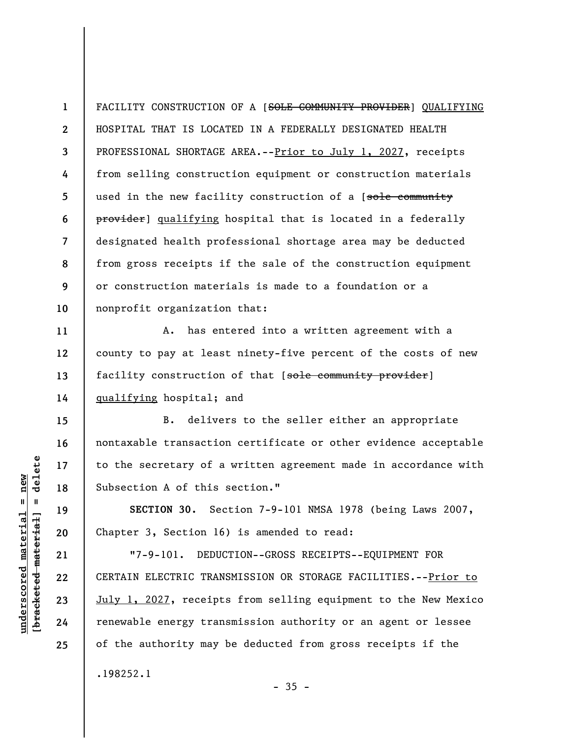FACILITY CONSTRUCTION OF A [~~SOLE COMMUNITY PROVIDER~~] <u>QUALIFYING</u> HOSPITAL THAT IS LOCATED IN A FEDERALLY DESIGNATED HEALTH PROFESSIONAL SHORTAGE AREA.--<u>Prior to July 1, 2027</u>, receipts from selling construction equipment or construction materials used in the new facility construction of a [~~sole community provider~~] <u>qualifying</u> hospital that is located in a federally designated health professional shortage area may be deducted from gross receipts if the sale of the construction equipment or construction materials is made to a foundation or a nonprofit organization that:

A. has entered into a written agreement with a county to pay at least ninety-five percent of the costs of new facility construction of that [~~sole community provider~~] <u>qualifying</u> hospital; and

B. delivers to the seller either an appropriate nontaxable transaction certificate or other evidence acceptable to the secretary of a written agreement made in accordance with Subsection A of this section."

**SECTION 30.** Section 7-9-101 NMSA 1978 (being Laws 2007, Chapter 3, Section 16) is amended to read:

"7-9-101. DEDUCTION--GROSS RECEIPTS--EQUIPMENT FOR CERTAIN ELECTRIC TRANSMISSION OR STORAGE FACILITIES.--<u>Prior to July 1, 2027</u>, receipts from selling equipment to the New Mexico renewable energy transmission authority or an agent or lessee of the authority may be deducted from gross receipts if the

.198252.1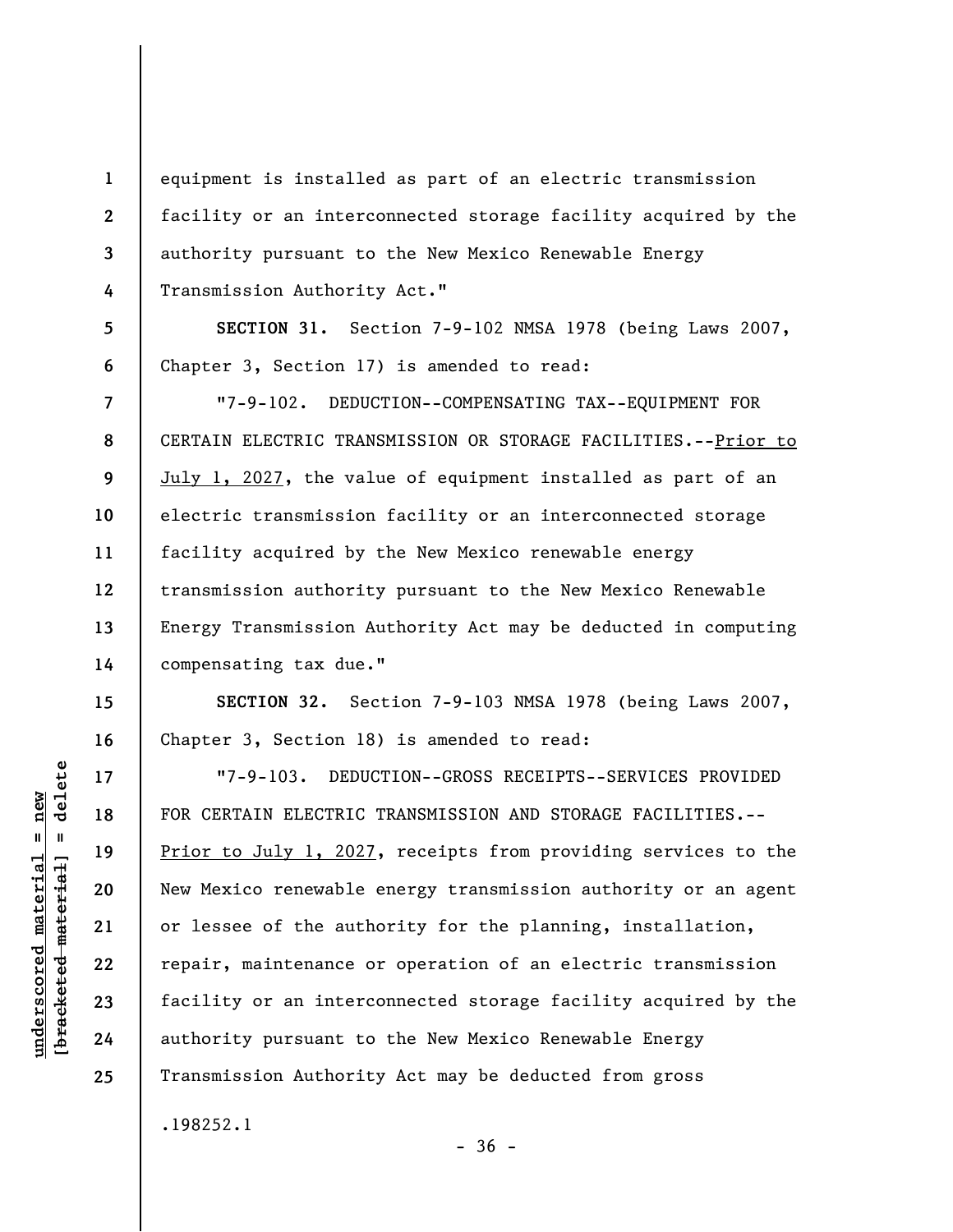equipment is installed as part of an electric transmission facility or an interconnected storage facility acquired by the authority pursuant to the New Mexico Renewable Energy Transmission Authority Act."

**SECTION 31.** Section 7-9-102 NMSA 1978 (being Laws 2007, Chapter 3, Section 17) is amended to read:

"7-9-102. DEDUCTION--COMPENSATING TAX--EQUIPMENT FOR CERTAIN ELECTRIC TRANSMISSION OR STORAGE FACILITIES.--Prior to July 1, 2027, the value of equipment installed as part of an electric transmission facility or an interconnected storage facility acquired by the New Mexico renewable energy transmission authority pursuant to the New Mexico Renewable Energy Transmission Authority Act may be deducted in computing compensating tax due."

**SECTION 32.** Section 7-9-103 NMSA 1978 (being Laws 2007, Chapter 3, Section 18) is amended to read:

"7-9-103. DEDUCTION--GROSS RECEIPTS--SERVICES PROVIDED FOR CERTAIN ELECTRIC TRANSMISSION AND STORAGE FACILITIES.--Prior to July 1, 2027, receipts from providing services to the New Mexico renewable energy transmission authority or an agent or lessee of the authority for the planning, installation, repair, maintenance or operation of an electric transmission facility or an interconnected storage facility acquired by the authority pursuant to the New Mexico Renewable Energy Transmission Authority Act may be deducted from gross

.198252.1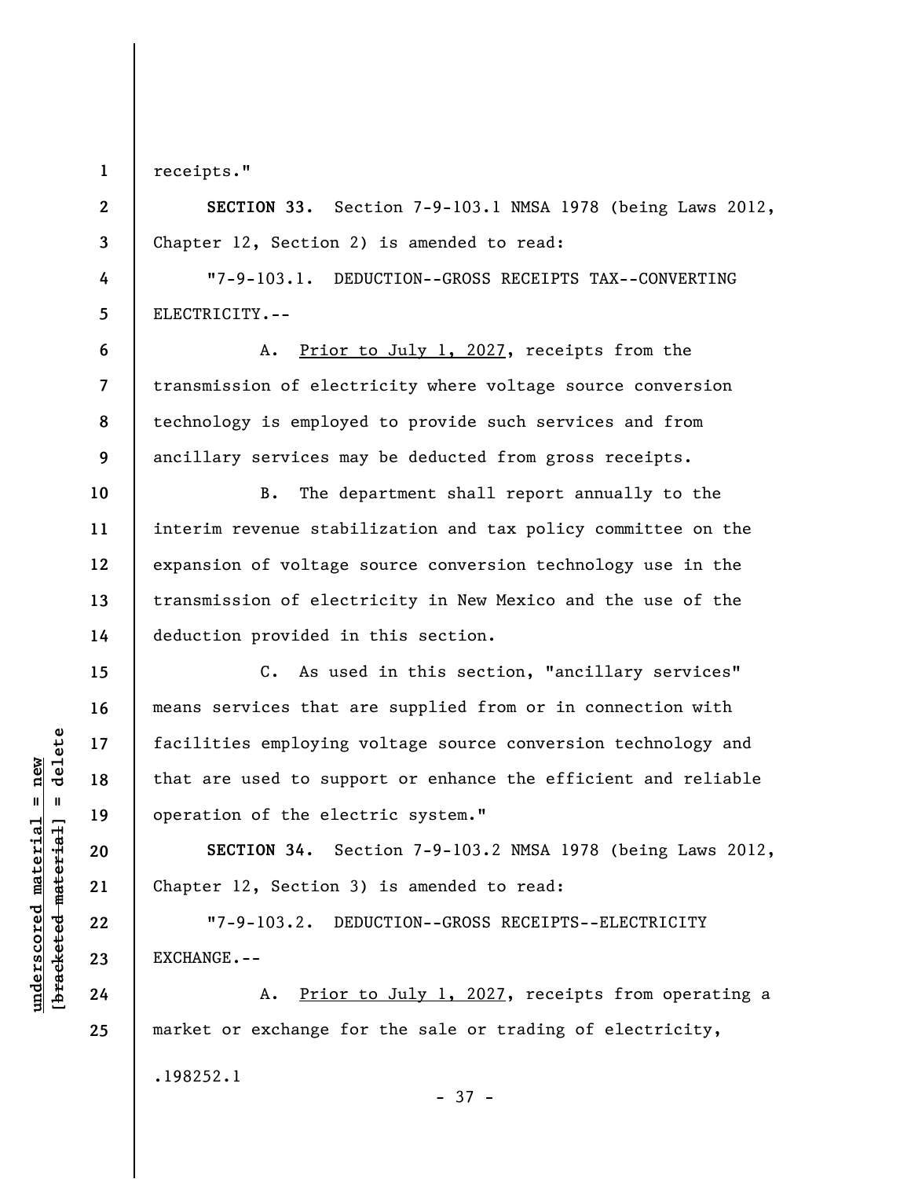receipts."

**SECTION 33.** Section 7-9-103.1 NMSA 1978 (being Laws 2012, Chapter 12, Section 2) is amended to read:

"7-9-103.1. DEDUCTION--GROSS RECEIPTS TAX--CONVERTING ELECTRICITY.--

A. Prior to July 1, 2027, receipts from the transmission of electricity where voltage source conversion technology is employed to provide such services and from ancillary services may be deducted from gross receipts.

B. The department shall report annually to the interim revenue stabilization and tax policy committee on the expansion of voltage source conversion technology use in the transmission of electricity in New Mexico and the use of the deduction provided in this section.

C. As used in this section, "ancillary services" means services that are supplied from or in connection with facilities employing voltage source conversion technology and that are used to support or enhance the efficient and reliable operation of the electric system."

**SECTION 34.** Section 7-9-103.2 NMSA 1978 (being Laws 2012, Chapter 12, Section 3) is amended to read:

"7-9-103.2. DEDUCTION--GROSS RECEIPTS--ELECTRICITY EXCHANGE.--

A. Prior to July 1, 2027, receipts from operating a market or exchange for the sale or trading of electricity,

.198252.1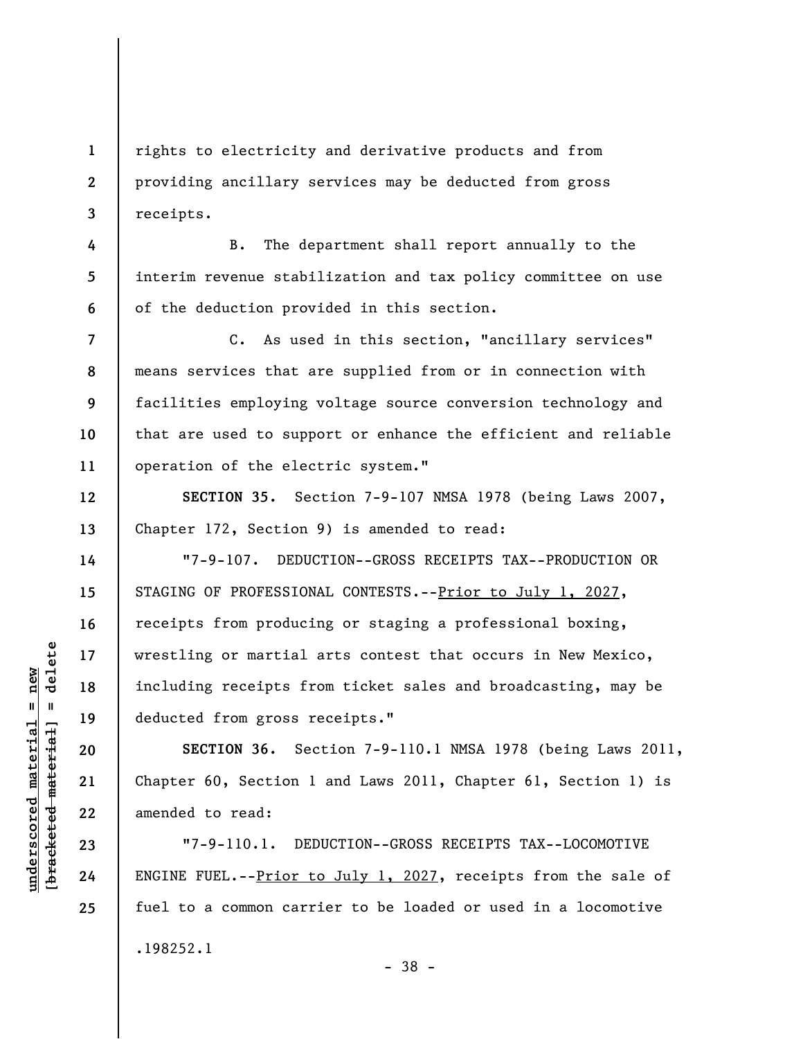rights to electricity and derivative products and from providing ancillary services may be deducted from gross receipts.

B. The department shall report annually to the interim revenue stabilization and tax policy committee on use of the deduction provided in this section.

C. As used in this section, "ancillary services" means services that are supplied from or in connection with facilities employing voltage source conversion technology and that are used to support or enhance the efficient and reliable operation of the electric system."

**SECTION 35.** Section 7-9-107 NMSA 1978 (being Laws 2007, Chapter 172, Section 9) is amended to read:

"7-9-107. DEDUCTION--GROSS RECEIPTS TAX--PRODUCTION OR STAGING OF PROFESSIONAL CONTESTS.--Prior to July 1, 2027, receipts from producing or staging a professional boxing, wrestling or martial arts contest that occurs in New Mexico, including receipts from ticket sales and broadcasting, may be deducted from gross receipts."

**SECTION 36.** Section 7-9-110.1 NMSA 1978 (being Laws 2011, Chapter 60, Section 1 and Laws 2011, Chapter 61, Section 1) is amended to read:

"7-9-110.1. DEDUCTION--GROSS RECEIPTS TAX--LOCOMOTIVE ENGINE FUEL.--Prior to July 1, 2027, receipts from the sale of fuel to a common carrier to be loaded or used in a locomotive

.198252.1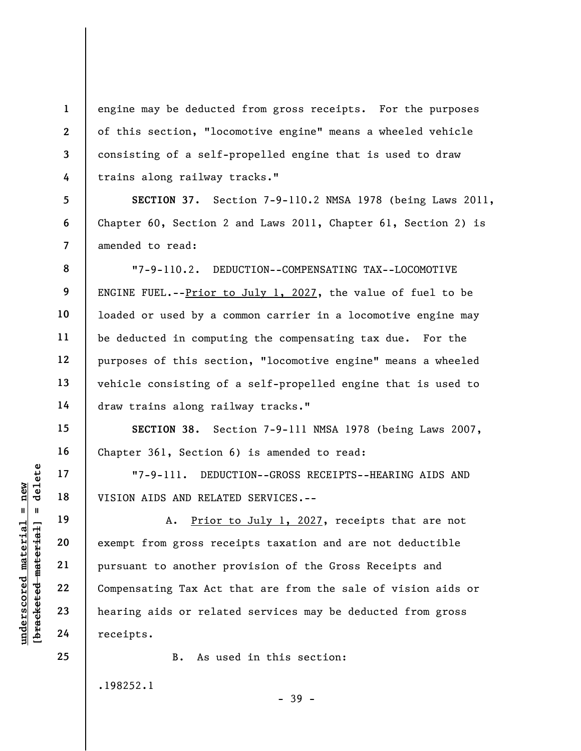engine may be deducted from gross receipts. For the purposes of this section, "locomotive engine" means a wheeled vehicle consisting of a self-propelled engine that is used to draw trains along railway tracks."

**SECTION 37.** Section 7-9-110.2 NMSA 1978 (being Laws 2011, Chapter 60, Section 2 and Laws 2011, Chapter 61, Section 2) is amended to read:

"7-9-110.2. DEDUCTION--COMPENSATING TAX--LOCOMOTIVE ENGINE FUEL.--Prior to July 1, 2027, the value of fuel to be loaded or used by a common carrier in a locomotive engine may be deducted in computing the compensating tax due. For the purposes of this section, "locomotive engine" means a wheeled vehicle consisting of a self-propelled engine that is used to draw trains along railway tracks."

**SECTION 38.** Section 7-9-111 NMSA 1978 (being Laws 2007, Chapter 361, Section 6) is amended to read:

"7-9-111. DEDUCTION--GROSS RECEIPTS--HEARING AIDS AND VISION AIDS AND RELATED SERVICES.--

A. Prior to July 1, 2027, receipts that are not exempt from gross receipts taxation and are not deductible pursuant to another provision of the Gross Receipts and Compensating Tax Act that are from the sale of vision aids or hearing aids or related services may be deducted from gross receipts.

B. As used in this section:

.198252.1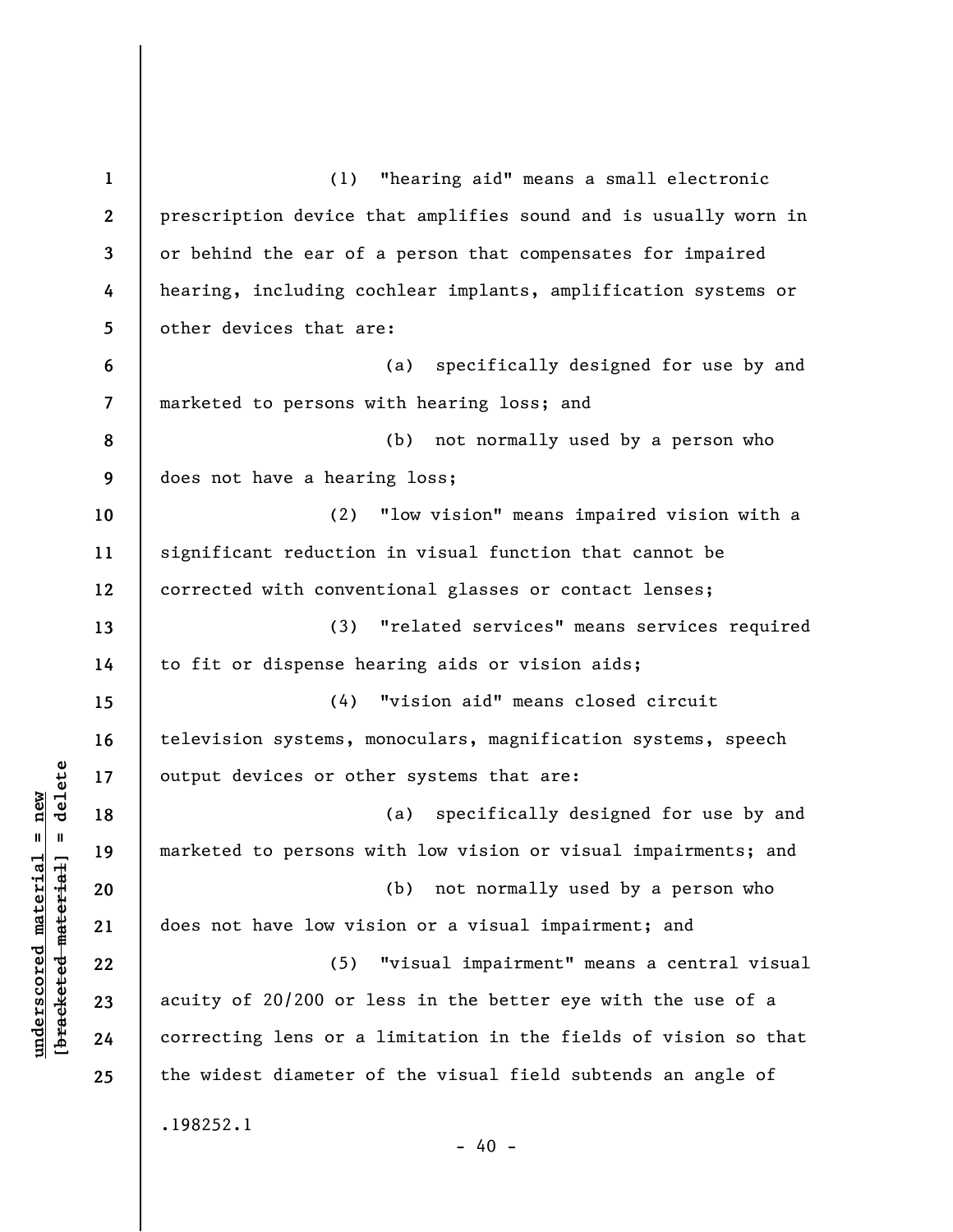(1) "hearing aid" means a small electronic prescription device that amplifies sound and is usually worn in or behind the ear of a person that compensates for impaired hearing, including cochlear implants, amplification systems or other devices that are:

(a) specifically designed for use by and marketed to persons with hearing loss; and

(b) not normally used by a person who does not have a hearing loss;

(2) "low vision" means impaired vision with a significant reduction in visual function that cannot be corrected with conventional glasses or contact lenses;

(3) "related services" means services required to fit or dispense hearing aids or vision aids;

(4) "vision aid" means closed circuit television systems, monoculars, magnification systems, speech output devices or other systems that are:

(a) specifically designed for use by and marketed to persons with low vision or visual impairments; and

(b) not normally used by a person who does not have low vision or a visual impairment; and

(5) "visual impairment" means a central visual acuity of 20/200 or less in the better eye with the use of a correcting lens or a limitation in the fields of vision so that the widest diameter of the visual field subtends an angle of

.198252.1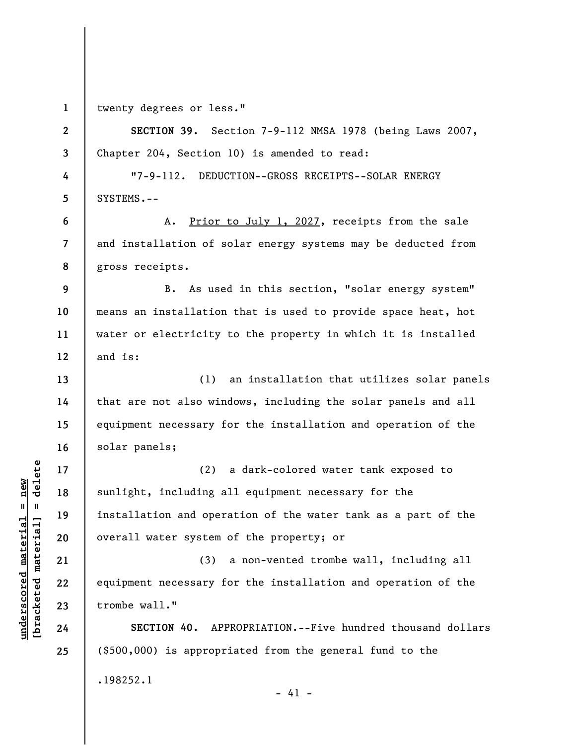twenty degrees or less."

**SECTION 39.** Section 7-9-112 NMSA 1978 (being Laws 2007, Chapter 204, Section 10) is amended to read:

"7-9-112. DEDUCTION--GROSS RECEIPTS--SOLAR ENERGY SYSTEMS.--

A. <u>Prior to July 1, 2027</u>, receipts from the sale and installation of solar energy systems may be deducted from gross receipts.

B. As used in this section, "solar energy system" means an installation that is used to provide space heat, hot water or electricity to the property in which it is installed and is:

(1) an installation that utilizes solar panels that are not also windows, including the solar panels and all equipment necessary for the installation and operation of the solar panels;

(2) a dark-colored water tank exposed to sunlight, including all equipment necessary for the installation and operation of the water tank as a part of the overall water system of the property; or

(3) a non-vented trombe wall, including all equipment necessary for the installation and operation of the trombe wall."

**SECTION 40.** APPROPRIATION.--Five hundred thousand dollars ($500,000) is appropriated from the general fund to the

.198252.1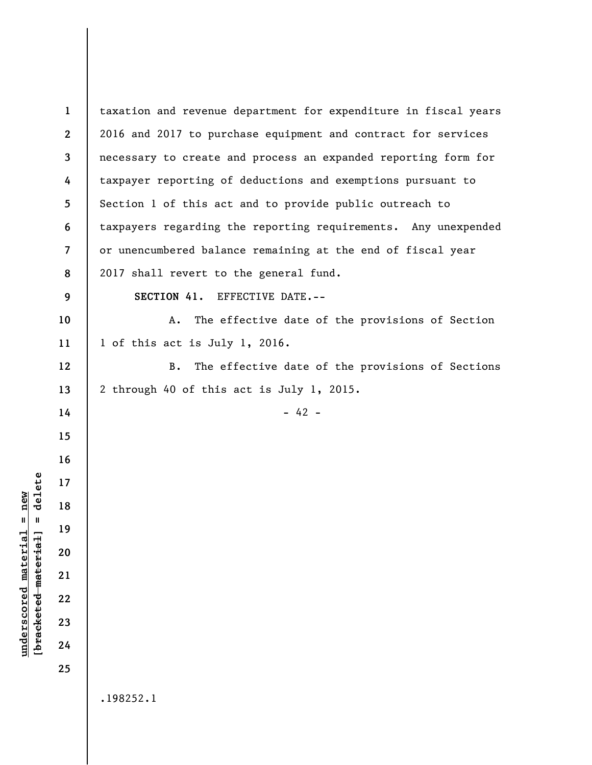taxation and revenue department for expenditure in fiscal years 2016 and 2017 to purchase equipment and contract for services necessary to create and process an expanded reporting form for taxpayer reporting of deductions and exemptions pursuant to Section 1 of this act and to provide public outreach to taxpayers regarding the reporting requirements. Any unexpended or unencumbered balance remaining at the end of fiscal year 2017 shall revert to the general fund.

**SECTION 41.** EFFECTIVE DATE.--

A. The effective date of the provisions of Section 1 of this act is July 1, 2016.

B. The effective date of the provisions of Sections 2 through 40 of this act is July 1, 2015.

.198252.1